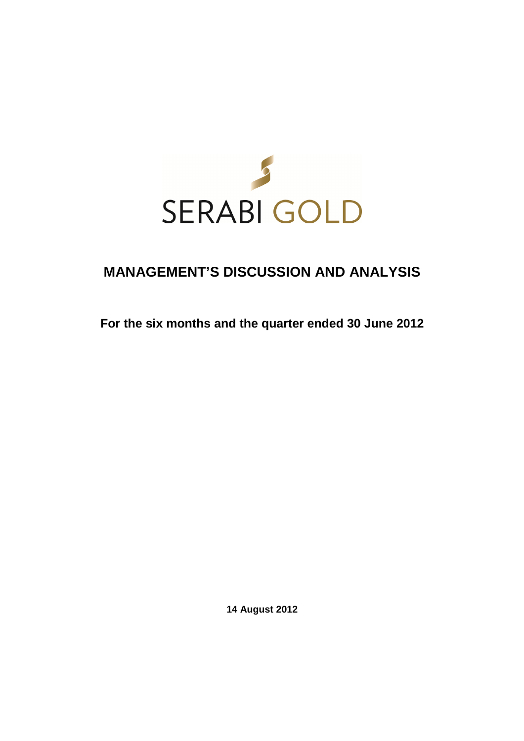SERABI GOLD

# MANAGEMENT'S DISCUSSION AND ANALYSIS

**For the six months and the quarter ended 30 June 2012**

**14 August 2012**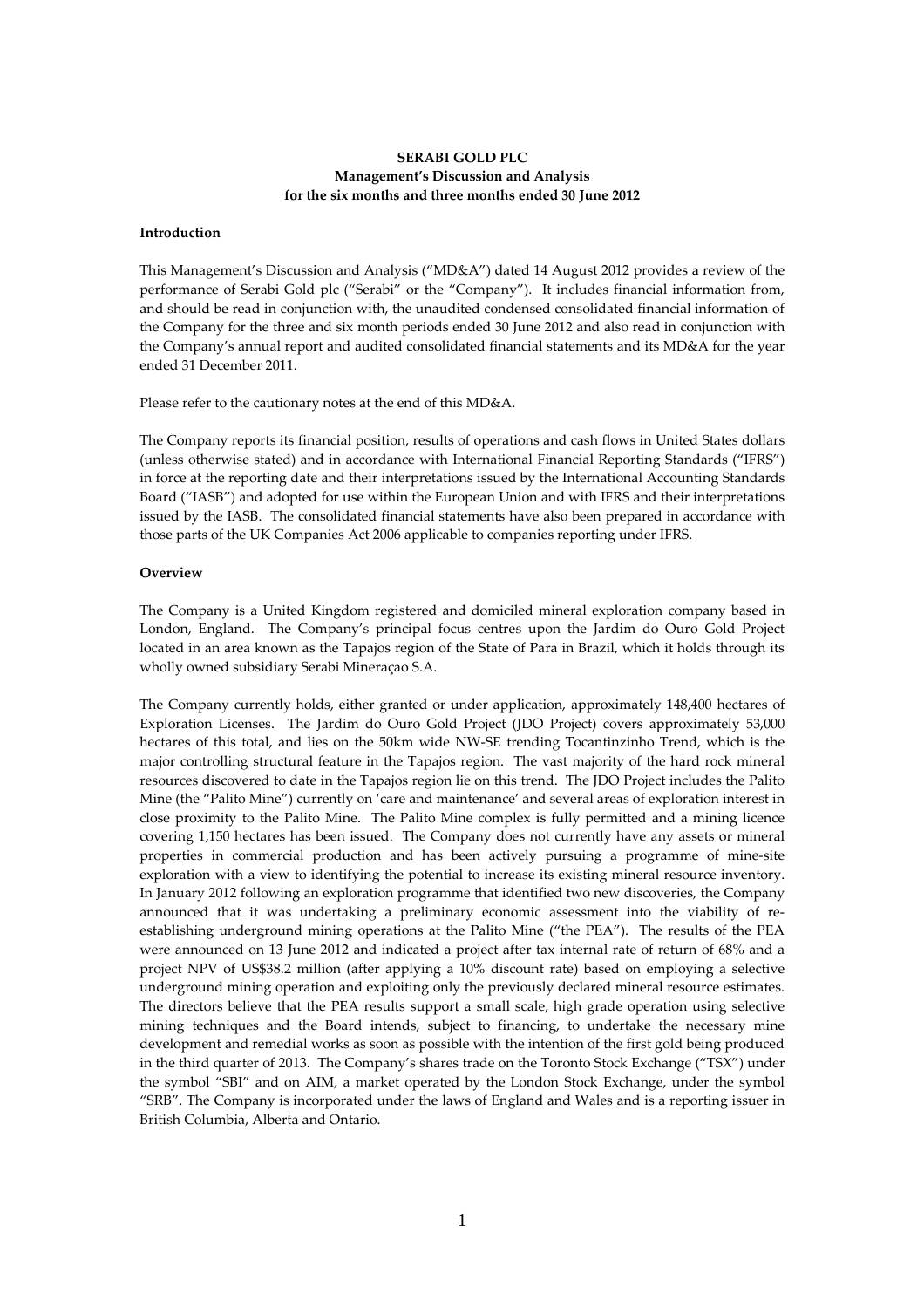**SERABI GOLD PLC**
**Management's Discussion and Analysis**
**for the six months and three months ended 30 June 2012**

## Introduction

This Management's Discussion and Analysis ("MD&A") dated 14 August 2012 provides a review of the performance of Serabi Gold plc ("Serabi" or the "Company"). It includes financial information from, and should be read in conjunction with, the unaudited condensed consolidated financial information of the Company for the three and six month periods ended 30 June 2012 and also read in conjunction with the Company's annual report and audited consolidated financial statements and its MD&A for the year ended 31 December 2011.

Please refer to the cautionary notes at the end of this MD&A.

The Company reports its financial position, results of operations and cash flows in United States dollars (unless otherwise stated) and in accordance with International Financial Reporting Standards ("IFRS") in force at the reporting date and their interpretations issued by the International Accounting Standards Board ("IASB") and adopted for use within the European Union and with IFRS and their interpretations issued by the IASB. The consolidated financial statements have also been prepared in accordance with those parts of the UK Companies Act 2006 applicable to companies reporting under IFRS.

## Overview

The Company is a United Kingdom registered and domiciled mineral exploration company based in London, England. The Company's principal focus centres upon the Jardim do Ouro Gold Project located in an area known as the Tapajos region of the State of Para in Brazil, which it holds through its wholly owned subsidiary Serabi Mineraçao S.A.

The Company currently holds, either granted or under application, approximately 148,400 hectares of Exploration Licenses. The Jardim do Ouro Gold Project (JDO Project) covers approximately 53,000 hectares of this total, and lies on the 50km wide NW-SE trending Tocantinzinho Trend, which is the major controlling structural feature in the Tapajos region. The vast majority of the hard rock mineral resources discovered to date in the Tapajos region lie on this trend. The JDO Project includes the Palito Mine (the "Palito Mine") currently on 'care and maintenance' and several areas of exploration interest in close proximity to the Palito Mine. The Palito Mine complex is fully permitted and a mining licence covering 1,150 hectares has been issued. The Company does not currently have any assets or mineral properties in commercial production and has been actively pursuing a programme of mine-site exploration with a view to identifying the potential to increase its existing mineral resource inventory. In January 2012 following an exploration programme that identified two new discoveries, the Company announced that it was undertaking a preliminary economic assessment into the viability of re-establishing underground mining operations at the Palito Mine ("the PEA"). The results of the PEA were announced on 13 June 2012 and indicated a project after tax internal rate of return of 68% and a project NPV of US$38.2 million (after applying a 10% discount rate) based on employing a selective underground mining operation and exploiting only the previously declared mineral resource estimates. The directors believe that the PEA results support a small scale, high grade operation using selective mining techniques and the Board intends, subject to financing, to undertake the necessary mine development and remedial works as soon as possible with the intention of the first gold being produced in the third quarter of 2013. The Company's shares trade on the Toronto Stock Exchange ("TSX") under the symbol "SBI" and on AIM, a market operated by the London Stock Exchange, under the symbol "SRB". The Company is incorporated under the laws of England and Wales and is a reporting issuer in British Columbia, Alberta and Ontario.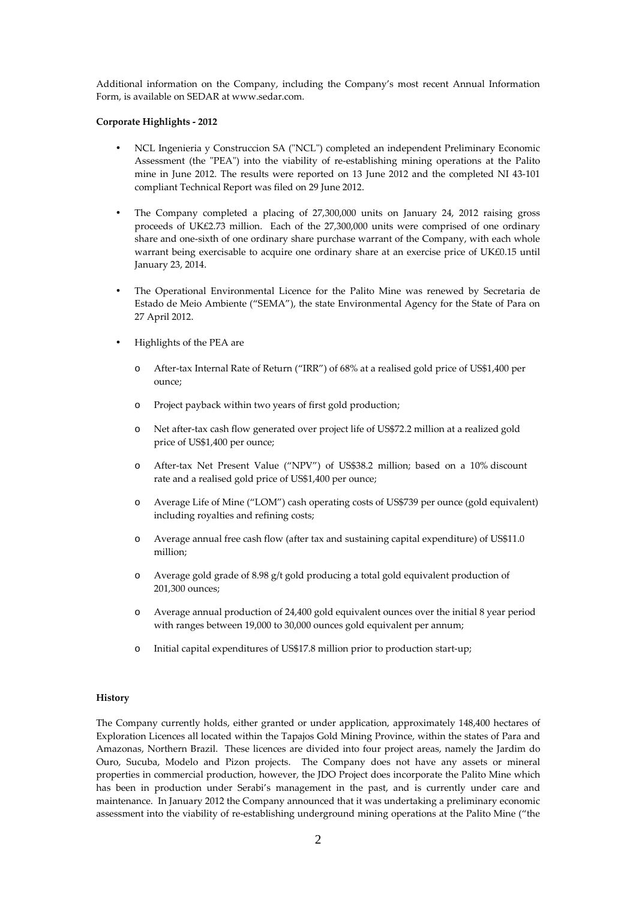Additional information on the Company, including the Company's most recent Annual Information Form, is available on SEDAR at www.sedar.com.

**Corporate Highlights - 2012**

- NCL Ingenieria y Construccion SA ("NCL") completed an independent Preliminary Economic Assessment (the "PEA") into the viability of re-establishing mining operations at the Palito mine in June 2012. The results were reported on 13 June 2012 and the completed NI 43-101 compliant Technical Report was filed on 29 June 2012.

- The Company completed a placing of 27,300,000 units on January 24, 2012 raising gross proceeds of UK£2.73 million. Each of the 27,300,000 units were comprised of one ordinary share and one-sixth of one ordinary share purchase warrant of the Company, with each whole warrant being exercisable to acquire one ordinary share at an exercise price of UK£0.15 until January 23, 2014.

- The Operational Environmental Licence for the Palito Mine was renewed by Secretaria de Estado de Meio Ambiente ("SEMA"), the state Environmental Agency for the State of Para on 27 April 2012.

- Highlights of the PEA are
  - After-tax Internal Rate of Return ("IRR") of 68% at a realised gold price of US$1,400 per ounce;
  - Project payback within two years of first gold production;
  - Net after-tax cash flow generated over project life of US$72.2 million at a realized gold price of US$1,400 per ounce;
  - After-tax Net Present Value ("NPV") of US$38.2 million; based on a 10% discount rate and a realised gold price of US$1,400 per ounce;
  - Average Life of Mine ("LOM") cash operating costs of US$739 per ounce (gold equivalent) including royalties and refining costs;
  - Average annual free cash flow (after tax and sustaining capital expenditure) of US$11.0 million;
  - Average gold grade of 8.98 g/t gold producing a total gold equivalent production of 201,300 ounces;
  - Average annual production of 24,400 gold equivalent ounces over the initial 8 year period with ranges between 19,000 to 30,000 ounces gold equivalent per annum;
  - Initial capital expenditures of US$17.8 million prior to production start-up;

**History**

The Company currently holds, either granted or under application, approximately 148,400 hectares of Exploration Licences all located within the Tapajos Gold Mining Province, within the states of Para and Amazonas, Northern Brazil. These licences are divided into four project areas, namely the Jardim do Ouro, Sucuba, Modelo and Pizon projects. The Company does not have any assets or mineral properties in commercial production, however, the JDO Project does incorporate the Palito Mine which has been in production under Serabi's management in the past, and is currently under care and maintenance. In January 2012 the Company announced that it was undertaking a preliminary economic assessment into the viability of re-establishing underground mining operations at the Palito Mine ("the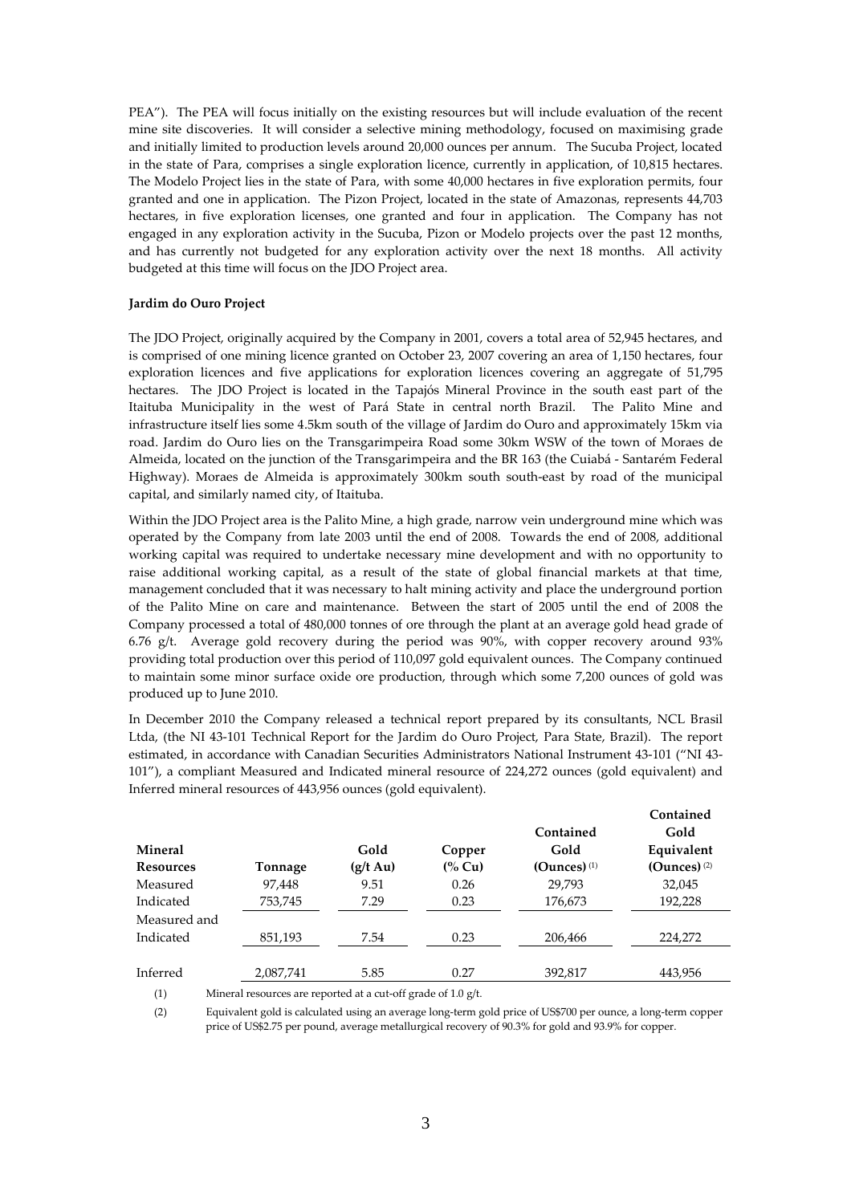PEA"). The PEA will focus initially on the existing resources but will include evaluation of the recent mine site discoveries. It will consider a selective mining methodology, focused on maximising grade and initially limited to production levels around 20,000 ounces per annum. The Sucuba Project, located in the state of Para, comprises a single exploration licence, currently in application, of 10,815 hectares. The Modelo Project lies in the state of Para, with some 40,000 hectares in five exploration permits, four granted and one in application. The Pizon Project, located in the state of Amazonas, represents 44,703 hectares, in five exploration licenses, one granted and four in application. The Company has not engaged in any exploration activity in the Sucuba, Pizon or Modelo projects over the past 12 months, and has currently not budgeted for any exploration activity over the next 18 months. All activity budgeted at this time will focus on the JDO Project area.

**Jardim do Ouro Project**

The JDO Project, originally acquired by the Company in 2001, covers a total area of 52,945 hectares, and is comprised of one mining licence granted on October 23, 2007 covering an area of 1,150 hectares, four exploration licences and five applications for exploration licences covering an aggregate of 51,795 hectares. The JDO Project is located in the Tapajós Mineral Province in the south east part of the Itaituba Municipality in the west of Pará State in central north Brazil. The Palito Mine and infrastructure itself lies some 4.5km south of the village of Jardim do Ouro and approximately 15km via road. Jardim do Ouro lies on the Transgarimpeira Road some 30km WSW of the town of Moraes de Almeida, located on the junction of the Transgarimpeira and the BR 163 (the Cuiabá - Santarém Federal Highway). Moraes de Almeida is approximately 300km south south-east by road of the municipal capital, and similarly named city, of Itaituba.

Within the JDO Project area is the Palito Mine, a high grade, narrow vein underground mine which was operated by the Company from late 2003 until the end of 2008. Towards the end of 2008, additional working capital was required to undertake necessary mine development and with no opportunity to raise additional working capital, as a result of the state of global financial markets at that time, management concluded that it was necessary to halt mining activity and place the underground portion of the Palito Mine on care and maintenance. Between the start of 2005 until the end of 2008 the Company processed a total of 480,000 tonnes of ore through the plant at an average gold head grade of 6.76 g/t. Average gold recovery during the period was 90%, with copper recovery around 93% providing total production over this period of 110,097 gold equivalent ounces. The Company continued to maintain some minor surface oxide ore production, through which some 7,200 ounces of gold was produced up to June 2010.

In December 2010 the Company released a technical report prepared by its consultants, NCL Brasil Ltda, (the NI 43-101 Technical Report for the Jardim do Ouro Project, Para State, Brazil). The report estimated, in accordance with Canadian Securities Administrators National Instrument 43-101 ("NI 43-101"), a compliant Measured and Indicated mineral resource of 224,272 ounces (gold equivalent) and Inferred mineral resources of 443,956 ounces (gold equivalent).

| Mineral Resources | Tonnage | Gold (g/t Au) | Copper (% Cu) | Contained Gold (Ounces) (1) | Contained Gold Equivalent (Ounces) (2) |
|---|---|---|---|---|---|
| Measured | 97,448 | 9.51 | 0.26 | 29,793 | 32,045 |
| Indicated | 753,745 | 7.29 | 0.23 | 176,673 | 192,228 |
| Measured and Indicated | 851,193 | 7.54 | 0.23 | 206,466 | 224,272 |
| Inferred | 2,087,741 | 5.85 | 0.27 | 392,817 | 443,956 |

(1) Mineral resources are reported at a cut-off grade of 1.0 g/t.

(2) Equivalent gold is calculated using an average long-term gold price of US$700 per ounce, a long-term copper price of US$2.75 per pound, average metallurgical recovery of 90.3% for gold and 93.9% for copper.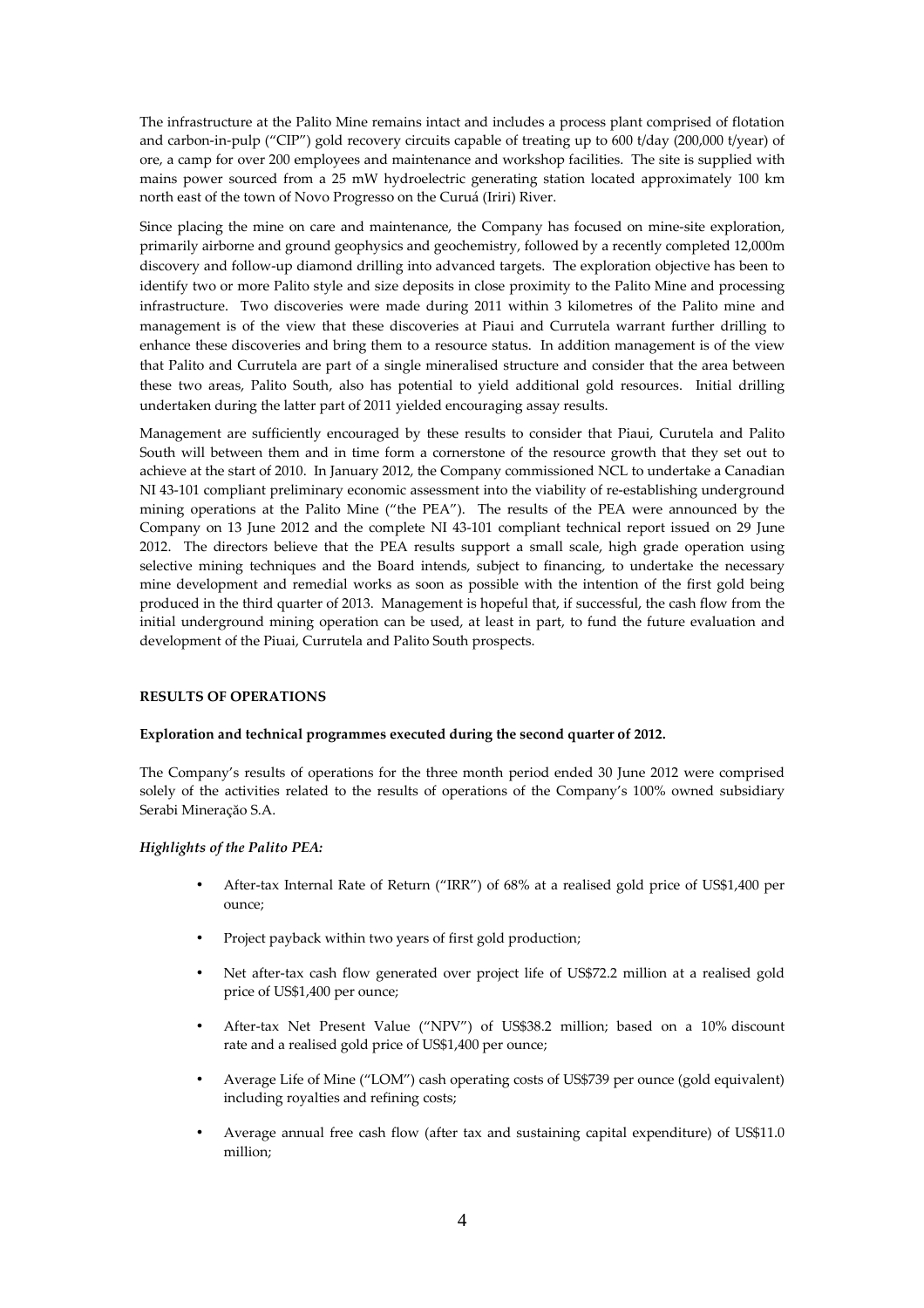The infrastructure at the Palito Mine remains intact and includes a process plant comprised of flotation and carbon-in-pulp ("CIP") gold recovery circuits capable of treating up to 600 t/day (200,000 t/year) of ore, a camp for over 200 employees and maintenance and workshop facilities. The site is supplied with mains power sourced from a 25 mW hydroelectric generating station located approximately 100 km north east of the town of Novo Progresso on the Curuá (Iriri) River.

Since placing the mine on care and maintenance, the Company has focused on mine-site exploration, primarily airborne and ground geophysics and geochemistry, followed by a recently completed 12,000m discovery and follow-up diamond drilling into advanced targets. The exploration objective has been to identify two or more Palito style and size deposits in close proximity to the Palito Mine and processing infrastructure. Two discoveries were made during 2011 within 3 kilometres of the Palito mine and management is of the view that these discoveries at Piaui and Currutela warrant further drilling to enhance these discoveries and bring them to a resource status. In addition management is of the view that Palito and Currutela are part of a single mineralised structure and consider that the area between these two areas, Palito South, also has potential to yield additional gold resources. Initial drilling undertaken during the latter part of 2011 yielded encouraging assay results.

Management are sufficiently encouraged by these results to consider that Piaui, Curutela and Palito South will between them and in time form a cornerstone of the resource growth that they set out to achieve at the start of 2010. In January 2012, the Company commissioned NCL to undertake a Canadian NI 43-101 compliant preliminary economic assessment into the viability of re-establishing underground mining operations at the Palito Mine ("the PEA"). The results of the PEA were announced by the Company on 13 June 2012 and the complete NI 43-101 compliant technical report issued on 29 June 2012. The directors believe that the PEA results support a small scale, high grade operation using selective mining techniques and the Board intends, subject to financing, to undertake the necessary mine development and remedial works as soon as possible with the intention of the first gold being produced in the third quarter of 2013. Management is hopeful that, if successful, the cash flow from the initial underground mining operation can be used, at least in part, to fund the future evaluation and development of the Piuai, Currutela and Palito South prospects.

**RESULTS OF OPERATIONS**

**Exploration and technical programmes executed during the second quarter of 2012.**

The Company's results of operations for the three month period ended 30 June 2012 were comprised solely of the activities related to the results of operations of the Company's 100% owned subsidiary Serabi Mineração S.A.

***Highlights of the Palito PEA:***

- After-tax Internal Rate of Return ("IRR") of 68% at a realised gold price of US$1,400 per ounce;
- Project payback within two years of first gold production;
- Net after-tax cash flow generated over project life of US$72.2 million at a realised gold price of US$1,400 per ounce;
- After-tax Net Present Value ("NPV") of US$38.2 million; based on a 10% discount rate and a realised gold price of US$1,400 per ounce;
- Average Life of Mine ("LOM") cash operating costs of US$739 per ounce (gold equivalent) including royalties and refining costs;
- Average annual free cash flow (after tax and sustaining capital expenditure) of US$11.0 million;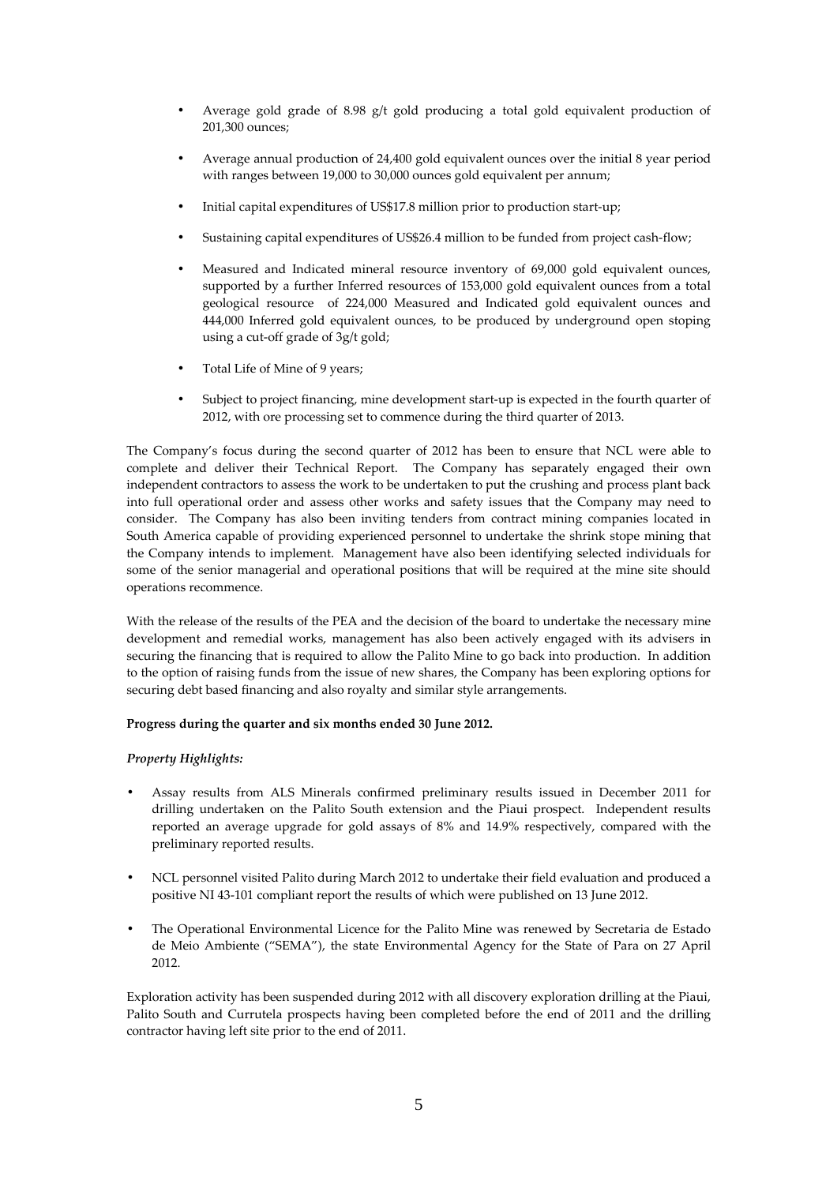- Average gold grade of 8.98 g/t gold producing a total gold equivalent production of 201,300 ounces;
- Average annual production of 24,400 gold equivalent ounces over the initial 8 year period with ranges between 19,000 to 30,000 ounces gold equivalent per annum;
- Initial capital expenditures of US$17.8 million prior to production start-up;
- Sustaining capital expenditures of US$26.4 million to be funded from project cash-flow;
- Measured and Indicated mineral resource inventory of 69,000 gold equivalent ounces, supported by a further Inferred resources of 153,000 gold equivalent ounces from a total geological resource of 224,000 Measured and Indicated gold equivalent ounces and 444,000 Inferred gold equivalent ounces, to be produced by underground open stoping using a cut-off grade of 3g/t gold;
- Total Life of Mine of 9 years;
- Subject to project financing, mine development start-up is expected in the fourth quarter of 2012, with ore processing set to commence during the third quarter of 2013.

The Company's focus during the second quarter of 2012 has been to ensure that NCL were able to complete and deliver their Technical Report. The Company has separately engaged their own independent contractors to assess the work to be undertaken to put the crushing and process plant back into full operational order and assess other works and safety issues that the Company may need to consider. The Company has also been inviting tenders from contract mining companies located in South America capable of providing experienced personnel to undertake the shrink stope mining that the Company intends to implement. Management have also been identifying selected individuals for some of the senior managerial and operational positions that will be required at the mine site should operations recommence.

With the release of the results of the PEA and the decision of the board to undertake the necessary mine development and remedial works, management has also been actively engaged with its advisers in securing the financing that is required to allow the Palito Mine to go back into production. In addition to the option of raising funds from the issue of new shares, the Company has been exploring options for securing debt based financing and also royalty and similar style arrangements.

**Progress during the quarter and six months ended 30 June 2012.**

***Property Highlights:***

- Assay results from ALS Minerals confirmed preliminary results issued in December 2011 for drilling undertaken on the Palito South extension and the Piaui prospect. Independent results reported an average upgrade for gold assays of 8% and 14.9% respectively, compared with the preliminary reported results.
- NCL personnel visited Palito during March 2012 to undertake their field evaluation and produced a positive NI 43-101 compliant report the results of which were published on 13 June 2012.
- The Operational Environmental Licence for the Palito Mine was renewed by Secretaria de Estado de Meio Ambiente ("SEMA"), the state Environmental Agency for the State of Para on 27 April 2012.

Exploration activity has been suspended during 2012 with all discovery exploration drilling at the Piaui, Palito South and Currutela prospects having been completed before the end of 2011 and the drilling contractor having left site prior to the end of 2011.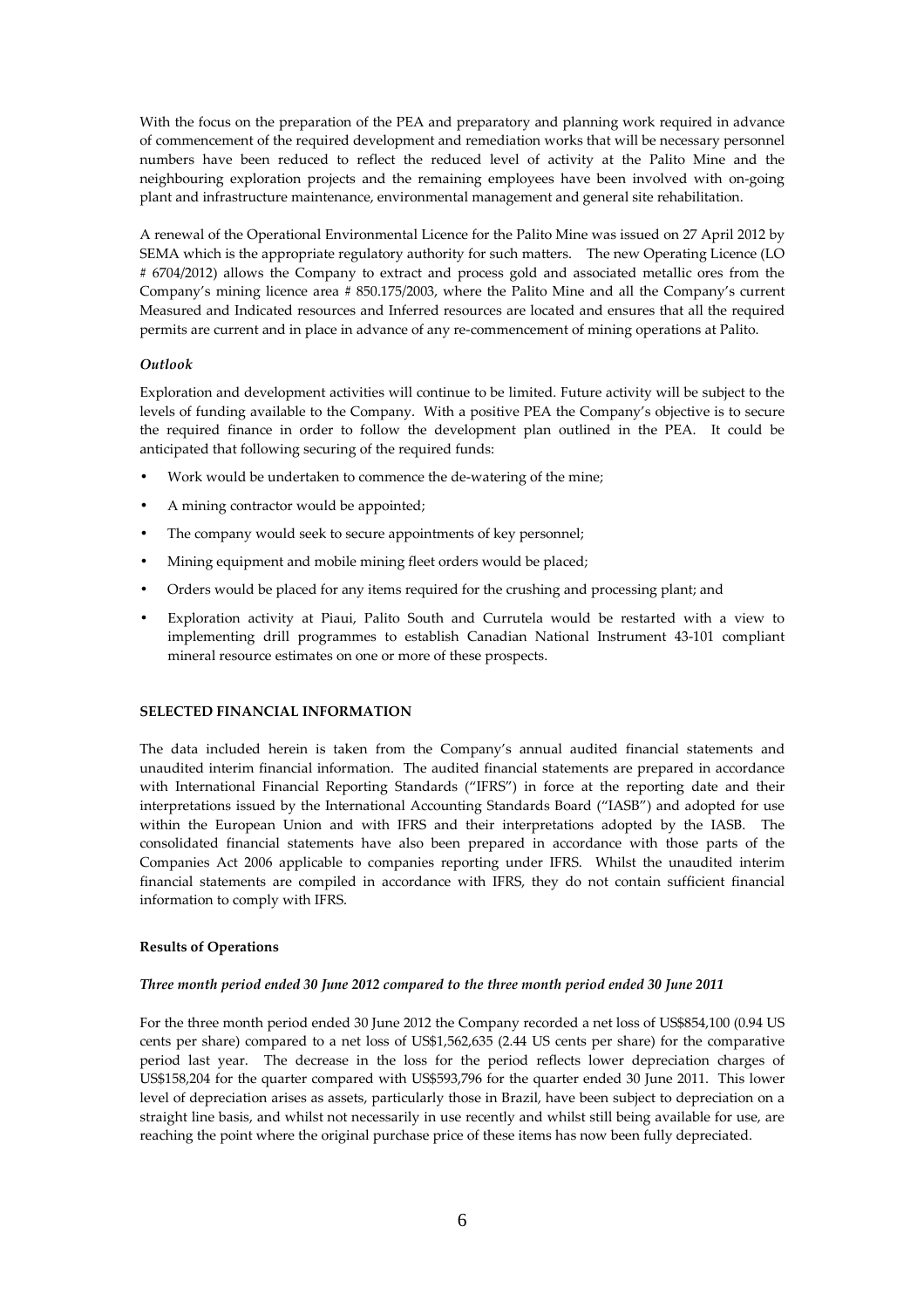With the focus on the preparation of the PEA and preparatory and planning work required in advance of commencement of the required development and remediation works that will be necessary personnel numbers have been reduced to reflect the reduced level of activity at the Palito Mine and the neighbouring exploration projects and the remaining employees have been involved with on-going plant and infrastructure maintenance, environmental management and general site rehabilitation.

A renewal of the Operational Environmental Licence for the Palito Mine was issued on 27 April 2012 by SEMA which is the appropriate regulatory authority for such matters. The new Operating Licence (LO # 6704/2012) allows the Company to extract and process gold and associated metallic ores from the Company's mining licence area # 850.175/2003, where the Palito Mine and all the Company's current Measured and Indicated resources and Inferred resources are located and ensures that all the required permits are current and in place in advance of any re-commencement of mining operations at Palito.

### *Outlook*

Exploration and development activities will continue to be limited. Future activity will be subject to the levels of funding available to the Company. With a positive PEA the Company's objective is to secure the required finance in order to follow the development plan outlined in the PEA. It could be anticipated that following securing of the required funds:

- Work would be undertaken to commence the de-watering of the mine;
- A mining contractor would be appointed;
- The company would seek to secure appointments of key personnel;
- Mining equipment and mobile mining fleet orders would be placed;
- Orders would be placed for any items required for the crushing and processing plant; and
- Exploration activity at Piaui, Palito South and Currutela would be restarted with a view to implementing drill programmes to establish Canadian National Instrument 43-101 compliant mineral resource estimates on one or more of these prospects.

## SELECTED FINANCIAL INFORMATION

The data included herein is taken from the Company's annual audited financial statements and unaudited interim financial information. The audited financial statements are prepared in accordance with International Financial Reporting Standards ("IFRS") in force at the reporting date and their interpretations issued by the International Accounting Standards Board ("IASB") and adopted for use within the European Union and with IFRS and their interpretations adopted by the IASB. The consolidated financial statements have also been prepared in accordance with those parts of the Companies Act 2006 applicable to companies reporting under IFRS. Whilst the unaudited interim financial statements are compiled in accordance with IFRS, they do not contain sufficient financial information to comply with IFRS.

### Results of Operations

#### *Three month period ended 30 June 2012 compared to the three month period ended 30 June 2011*

For the three month period ended 30 June 2012 the Company recorded a net loss of US$854,100 (0.94 US cents per share) compared to a net loss of US$1,562,635 (2.44 US cents per share) for the comparative period last year. The decrease in the loss for the period reflects lower depreciation charges of US$158,204 for the quarter compared with US$593,796 for the quarter ended 30 June 2011. This lower level of depreciation arises as assets, particularly those in Brazil, have been subject to depreciation on a straight line basis, and whilst not necessarily in use recently and whilst still being available for use, are reaching the point where the original purchase price of these items has now been fully depreciated.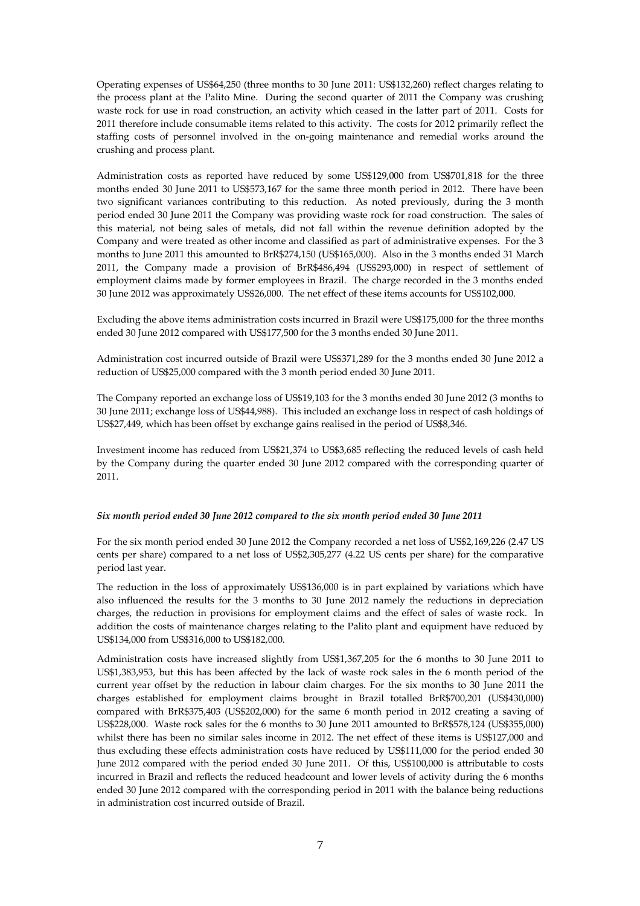Operating expenses of US$64,250 (three months to 30 June 2011: US$132,260) reflect charges relating to the process plant at the Palito Mine. During the second quarter of 2011 the Company was crushing waste rock for use in road construction, an activity which ceased in the latter part of 2011. Costs for 2011 therefore include consumable items related to this activity. The costs for 2012 primarily reflect the staffing costs of personnel involved in the on-going maintenance and remedial works around the crushing and process plant.

Administration costs as reported have reduced by some US$129,000 from US$701,818 for the three months ended 30 June 2011 to US$573,167 for the same three month period in 2012. There have been two significant variances contributing to this reduction. As noted previously, during the 3 month period ended 30 June 2011 the Company was providing waste rock for road construction. The sales of this material, not being sales of metals, did not fall within the revenue definition adopted by the Company and were treated as other income and classified as part of administrative expenses. For the 3 months to June 2011 this amounted to BrR$274,150 (US$165,000). Also in the 3 months ended 31 March 2011, the Company made a provision of BrR$486,494 (US$293,000) in respect of settlement of employment claims made by former employees in Brazil. The charge recorded in the 3 months ended 30 June 2012 was approximately US$26,000. The net effect of these items accounts for US$102,000.

Excluding the above items administration costs incurred in Brazil were US$175,000 for the three months ended 30 June 2012 compared with US$177,500 for the 3 months ended 30 June 2011.

Administration cost incurred outside of Brazil were US$371,289 for the 3 months ended 30 June 2012 a reduction of US$25,000 compared with the 3 month period ended 30 June 2011.

The Company reported an exchange loss of US$19,103 for the 3 months ended 30 June 2012 (3 months to 30 June 2011; exchange loss of US$44,988). This included an exchange loss in respect of cash holdings of US$27,449, which has been offset by exchange gains realised in the period of US$8,346.

Investment income has reduced from US$21,374 to US$3,685 reflecting the reduced levels of cash held by the Company during the quarter ended 30 June 2012 compared with the corresponding quarter of 2011.

***Six month period ended 30 June 2012 compared to the six month period ended 30 June 2011***

For the six month period ended 30 June 2012 the Company recorded a net loss of US$2,169,226 (2.47 US cents per share) compared to a net loss of US$2,305,277 (4.22 US cents per share) for the comparative period last year.

The reduction in the loss of approximately US$136,000 is in part explained by variations which have also influenced the results for the 3 months to 30 June 2012 namely the reductions in depreciation charges, the reduction in provisions for employment claims and the effect of sales of waste rock. In addition the costs of maintenance charges relating to the Palito plant and equipment have reduced by US$134,000 from US$316,000 to US$182,000.

Administration costs have increased slightly from US$1,367,205 for the 6 months to 30 June 2011 to US$1,383,953, but this has been affected by the lack of waste rock sales in the 6 month period of the current year offset by the reduction in labour claim charges. For the six months to 30 June 2011 the charges established for employment claims brought in Brazil totalled BrR$700,201 (US$430,000) compared with BrR$375,403 (US$202,000) for the same 6 month period in 2012 creating a saving of US$228,000. Waste rock sales for the 6 months to 30 June 2011 amounted to BrR$578,124 (US$355,000) whilst there has been no similar sales income in 2012. The net effect of these items is US$127,000 and thus excluding these effects administration costs have reduced by US$111,000 for the period ended 30 June 2012 compared with the period ended 30 June 2011. Of this, US$100,000 is attributable to costs incurred in Brazil and reflects the reduced headcount and lower levels of activity during the 6 months ended 30 June 2012 compared with the corresponding period in 2011 with the balance being reductions in administration cost incurred outside of Brazil.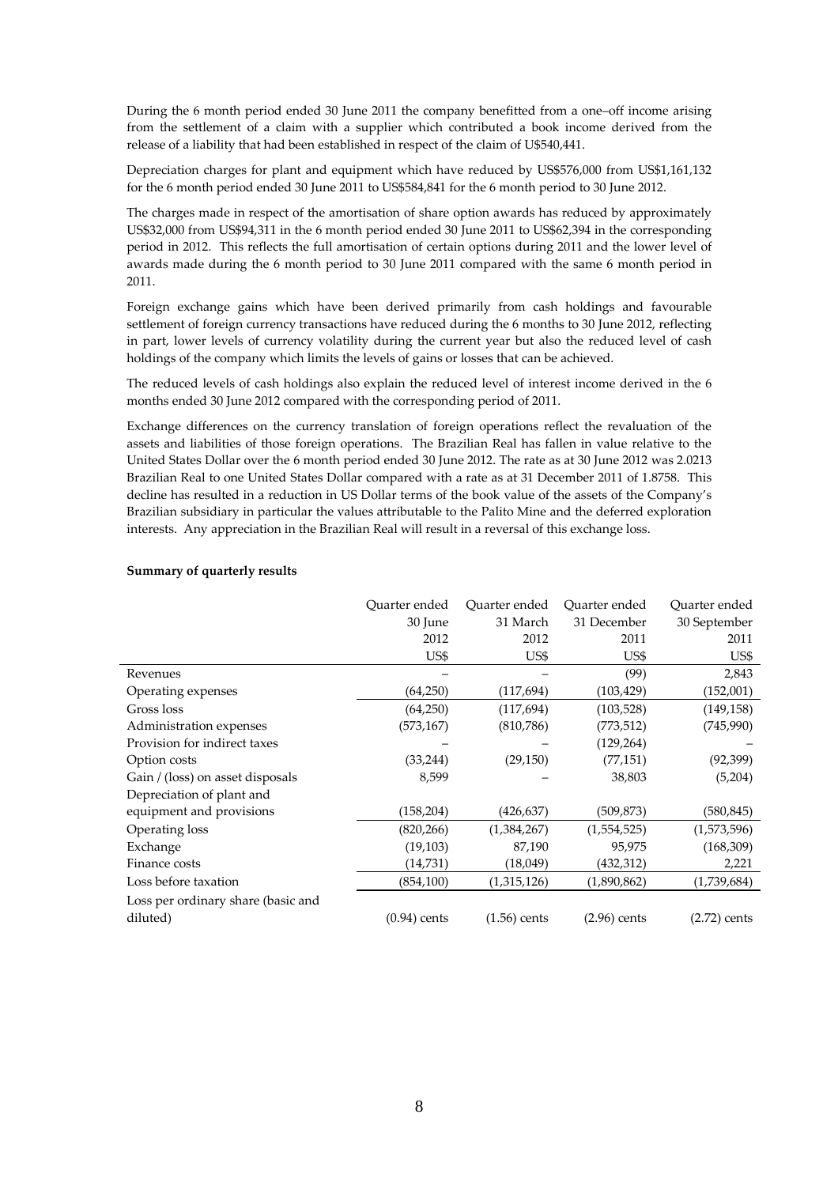During the 6 month period ended 30 June 2011 the company benefitted from a one–off income arising from the settlement of a claim with a supplier which contributed a book income derived from the release of a liability that had been established in respect of the claim of U$540,441.

Depreciation charges for plant and equipment which have reduced by US$576,000 from US$1,161,132 for the 6 month period ended 30 June 2011 to US$584,841 for the 6 month period to 30 June 2012.

The charges made in respect of the amortisation of share option awards has reduced by approximately US$32,000 from US$94,311 in the 6 month period ended 30 June 2011 to US$62,394 in the corresponding period in 2012. This reflects the full amortisation of certain options during 2011 and the lower level of awards made during the 6 month period to 30 June 2011 compared with the same 6 month period in 2011.

Foreign exchange gains which have been derived primarily from cash holdings and favourable settlement of foreign currency transactions have reduced during the 6 months to 30 June 2012, reflecting in part, lower levels of currency volatility during the current year but also the reduced level of cash holdings of the company which limits the levels of gains or losses that can be achieved.

The reduced levels of cash holdings also explain the reduced level of interest income derived in the 6 months ended 30 June 2012 compared with the corresponding period of 2011.

Exchange differences on the currency translation of foreign operations reflect the revaluation of the assets and liabilities of those foreign operations. The Brazilian Real has fallen in value relative to the United States Dollar over the 6 month period ended 30 June 2012. The rate as at 30 June 2012 was 2.0213 Brazilian Real to one United States Dollar compared with a rate as at 31 December 2011 of 1.8758. This decline has resulted in a reduction in US Dollar terms of the book value of the assets of the Company's Brazilian subsidiary in particular the values attributable to the Palito Mine and the deferred exploration interests. Any appreciation in the Brazilian Real will result in a reversal of this exchange loss.

**Summary of quarterly results**

| | Quarter ended 30 June 2012 | Quarter ended 31 March 2012 | Quarter ended 31 December 2011 | Quarter ended 30 September 2011 |
|---|---|---|---|---|
| | US$ | US$ | US$ | US$ |
| Revenues | – | – | (99) | 2,843 |
| Operating expenses | (64,250) | (117,694) | (103,429) | (152,001) |
| Gross loss | (64,250) | (117,694) | (103,528) | (149,158) |
| Administration expenses | (573,167) | (810,786) | (773,512) | (745,990) |
| Provision for indirect taxes | – | – | (129,264) | – |
| Option costs | (33,244) | (29,150) | (77,151) | (92,399) |
| Gain / (loss) on asset disposals | 8,599 | – | 38,803 | (5,204) |
| Depreciation of plant and equipment and provisions | (158,204) | (426,637) | (509,873) | (580,845) |
| Operating loss | (820,266) | (1,384,267) | (1,554,525) | (1,573,596) |
| Exchange | (19,103) | 87,190 | 95,975 | (168,309) |
| Finance costs | (14,731) | (18,049) | (432,312) | 2,221 |
| Loss before taxation | (854,100) | (1,315,126) | (1,890,862) | (1,739,684) |
| Loss per ordinary share (basic and diluted) | (0.94) cents | (1.56) cents | (2.96) cents | (2.72) cents |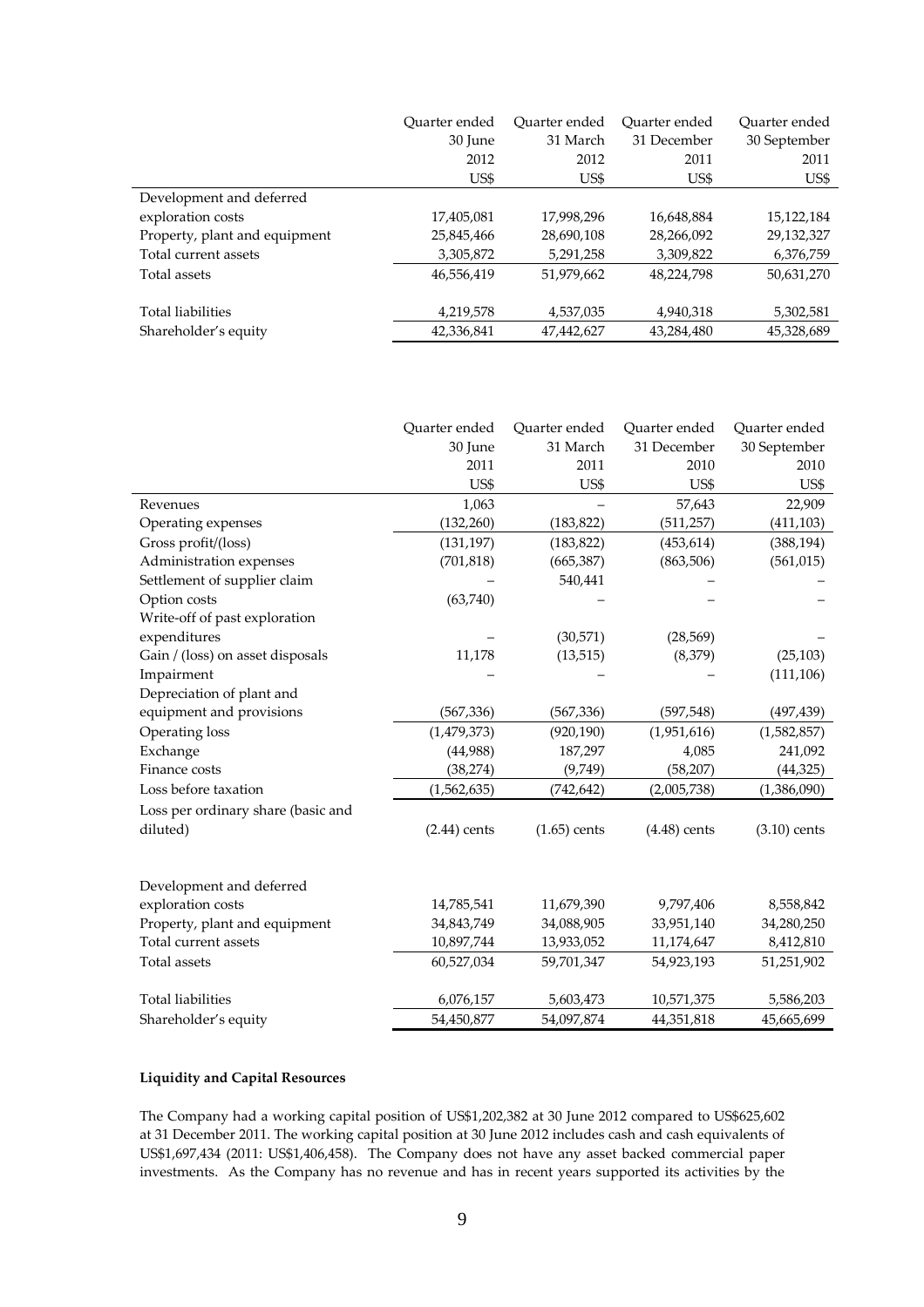| | Quarter ended 30 June 2012 US$ | Quarter ended 31 March 2012 US$ | Quarter ended 31 December 2011 US$ | Quarter ended 30 September 2011 US$ |
|---|---|---|---|---|
| Development and deferred exploration costs | 17,405,081 | 17,998,296 | 16,648,884 | 15,122,184 |
| Property, plant and equipment | 25,845,466 | 28,690,108 | 28,266,092 | 29,132,327 |
| Total current assets | 3,305,872 | 5,291,258 | 3,309,822 | 6,376,759 |
| Total assets | 46,556,419 | 51,979,662 | 48,224,798 | 50,631,270 |
| Total liabilities | 4,219,578 | 4,537,035 | 4,940,318 | 5,302,581 |
| Shareholder's equity | 42,336,841 | 47,442,627 | 43,284,480 | 45,328,689 |

| | Quarter ended 30 June 2011 US$ | Quarter ended 31 March 2011 US$ | Quarter ended 31 December 2010 US$ | Quarter ended 30 September 2010 US$ |
|---|---|---|---|---|
| Revenues | 1,063 | – | 57,643 | 22,909 |
| Operating expenses | (132,260) | (183,822) | (511,257) | (411,103) |
| Gross profit/(loss) | (131,197) | (183,822) | (453,614) | (388,194) |
| Administration expenses | (701,818) | (665,387) | (863,506) | (561,015) |
| Settlement of supplier claim | – | 540,441 | – | – |
| Option costs | (63,740) | – | – | – |
| Write-off of past exploration expenditures | – | (30,571) | (28,569) | – |
| Gain / (loss) on asset disposals | 11,178 | (13,515) | (8,379) | (25,103) |
| Impairment | – | – | – | (111,106) |
| Depreciation of plant and equipment and provisions | (567,336) | (567,336) | (597,548) | (497,439) |
| Operating loss | (1,479,373) | (920,190) | (1,951,616) | (1,582,857) |
| Exchange | (44,988) | 187,297 | 4,085 | 241,092 |
| Finance costs | (38,274) | (9,749) | (58,207) | (44,325) |
| Loss before taxation | (1,562,635) | (742,642) | (2,005,738) | (1,386,090) |
| Loss per ordinary share (basic and diluted) | (2.44) cents | (1.65) cents | (4.48) cents | (3.10) cents |
| | | | | |
| Development and deferred exploration costs | 14,785,541 | 11,679,390 | 9,797,406 | 8,558,842 |
| Property, plant and equipment | 34,843,749 | 34,088,905 | 33,951,140 | 34,280,250 |
| Total current assets | 10,897,744 | 13,933,052 | 11,174,647 | 8,412,810 |
| Total assets | 60,527,034 | 59,701,347 | 54,923,193 | 51,251,902 |
| Total liabilities | 6,076,157 | 5,603,473 | 10,571,375 | 5,586,203 |
| Shareholder's equity | 54,450,877 | 54,097,874 | 44,351,818 | 45,665,699 |

**Liquidity and Capital Resources**

The Company had a working capital position of US$1,202,382 at 30 June 2012 compared to US$625,602 at 31 December 2011. The working capital position at 30 June 2012 includes cash and cash equivalents of US$1,697,434 (2011: US$1,406,458). The Company does not have any asset backed commercial paper investments. As the Company has no revenue and has in recent years supported its activities by the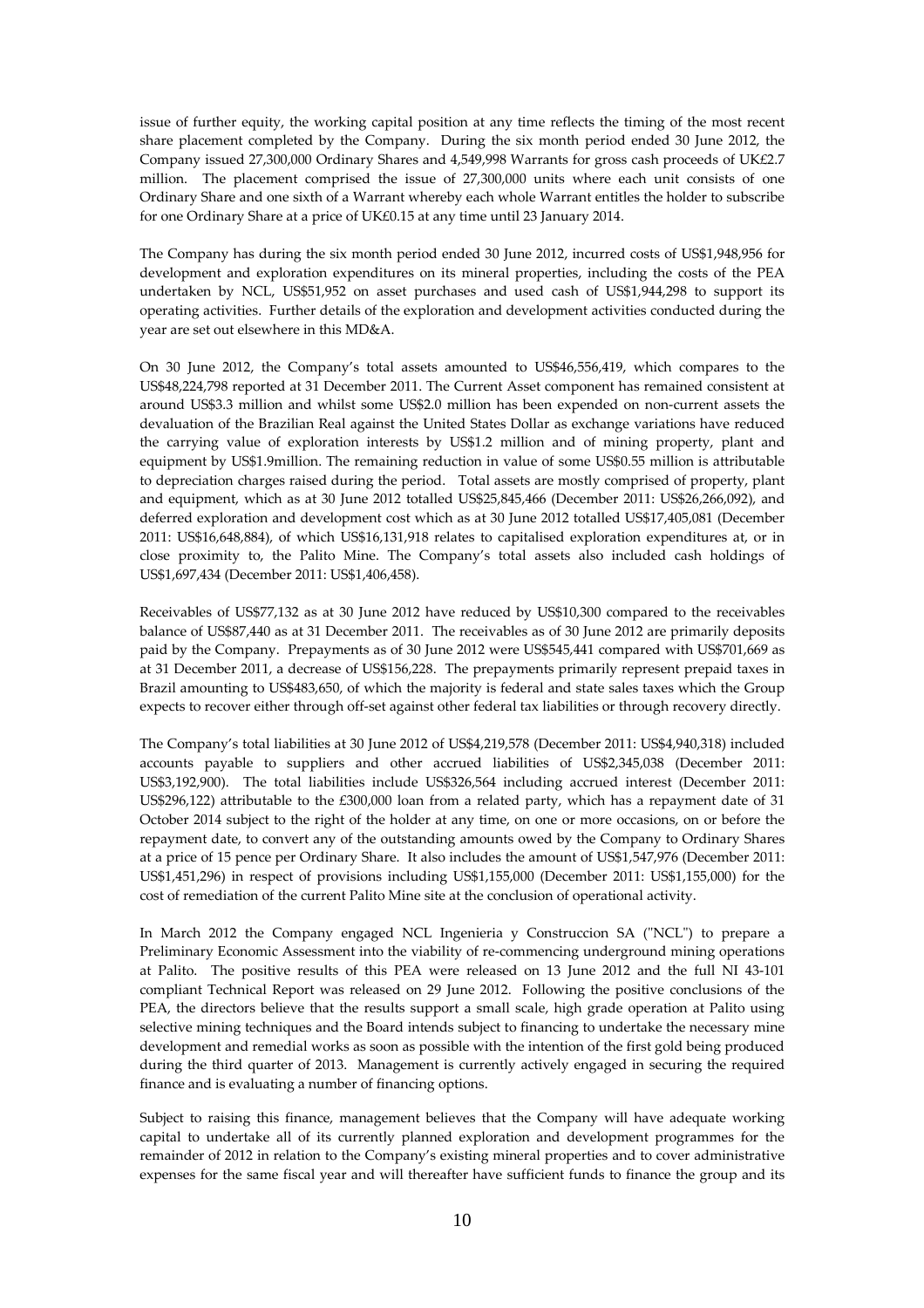issue of further equity, the working capital position at any time reflects the timing of the most recent share placement completed by the Company. During the six month period ended 30 June 2012, the Company issued 27,300,000 Ordinary Shares and 4,549,998 Warrants for gross cash proceeds of UK£2.7 million. The placement comprised the issue of 27,300,000 units where each unit consists of one Ordinary Share and one sixth of a Warrant whereby each whole Warrant entitles the holder to subscribe for one Ordinary Share at a price of UK£0.15 at any time until 23 January 2014.

The Company has during the six month period ended 30 June 2012, incurred costs of US$1,948,956 for development and exploration expenditures on its mineral properties, including the costs of the PEA undertaken by NCL, US$51,952 on asset purchases and used cash of US$1,944,298 to support its operating activities. Further details of the exploration and development activities conducted during the year are set out elsewhere in this MD&A.

On 30 June 2012, the Company's total assets amounted to US$46,556,419, which compares to the US$48,224,798 reported at 31 December 2011. The Current Asset component has remained consistent at around US$3.3 million and whilst some US$2.0 million has been expended on non-current assets the devaluation of the Brazilian Real against the United States Dollar as exchange variations have reduced the carrying value of exploration interests by US$1.2 million and of mining property, plant and equipment by US$1.9million. The remaining reduction in value of some US$0.55 million is attributable to depreciation charges raised during the period. Total assets are mostly comprised of property, plant and equipment, which as at 30 June 2012 totalled US$25,845,466 (December 2011: US$26,266,092), and deferred exploration and development cost which as at 30 June 2012 totalled US$17,405,081 (December 2011: US$16,648,884), of which US$16,131,918 relates to capitalised exploration expenditures at, or in close proximity to, the Palito Mine. The Company's total assets also included cash holdings of US$1,697,434 (December 2011: US$1,406,458).

Receivables of US$77,132 as at 30 June 2012 have reduced by US$10,300 compared to the receivables balance of US$87,440 as at 31 December 2011. The receivables as of 30 June 2012 are primarily deposits paid by the Company. Prepayments as of 30 June 2012 were US$545,441 compared with US$701,669 as at 31 December 2011, a decrease of US$156,228. The prepayments primarily represent prepaid taxes in Brazil amounting to US$483,650, of which the majority is federal and state sales taxes which the Group expects to recover either through off-set against other federal tax liabilities or through recovery directly.

The Company's total liabilities at 30 June 2012 of US$4,219,578 (December 2011: US$4,940,318) included accounts payable to suppliers and other accrued liabilities of US$2,345,038 (December 2011: US$3,192,900). The total liabilities include US$326,564 including accrued interest (December 2011: US$296,122) attributable to the £300,000 loan from a related party, which has a repayment date of 31 October 2014 subject to the right of the holder at any time, on one or more occasions, on or before the repayment date, to convert any of the outstanding amounts owed by the Company to Ordinary Shares at a price of 15 pence per Ordinary Share. It also includes the amount of US$1,547,976 (December 2011: US$1,451,296) in respect of provisions including US$1,155,000 (December 2011: US$1,155,000) for the cost of remediation of the current Palito Mine site at the conclusion of operational activity.

In March 2012 the Company engaged NCL Ingenieria y Construccion SA ("NCL") to prepare a Preliminary Economic Assessment into the viability of re-commencing underground mining operations at Palito. The positive results of this PEA were released on 13 June 2012 and the full NI 43-101 compliant Technical Report was released on 29 June 2012. Following the positive conclusions of the PEA, the directors believe that the results support a small scale, high grade operation at Palito using selective mining techniques and the Board intends subject to financing to undertake the necessary mine development and remedial works as soon as possible with the intention of the first gold being produced during the third quarter of 2013. Management is currently actively engaged in securing the required finance and is evaluating a number of financing options.

Subject to raising this finance, management believes that the Company will have adequate working capital to undertake all of its currently planned exploration and development programmes for the remainder of 2012 in relation to the Company's existing mineral properties and to cover administrative expenses for the same fiscal year and will thereafter have sufficient funds to finance the group and its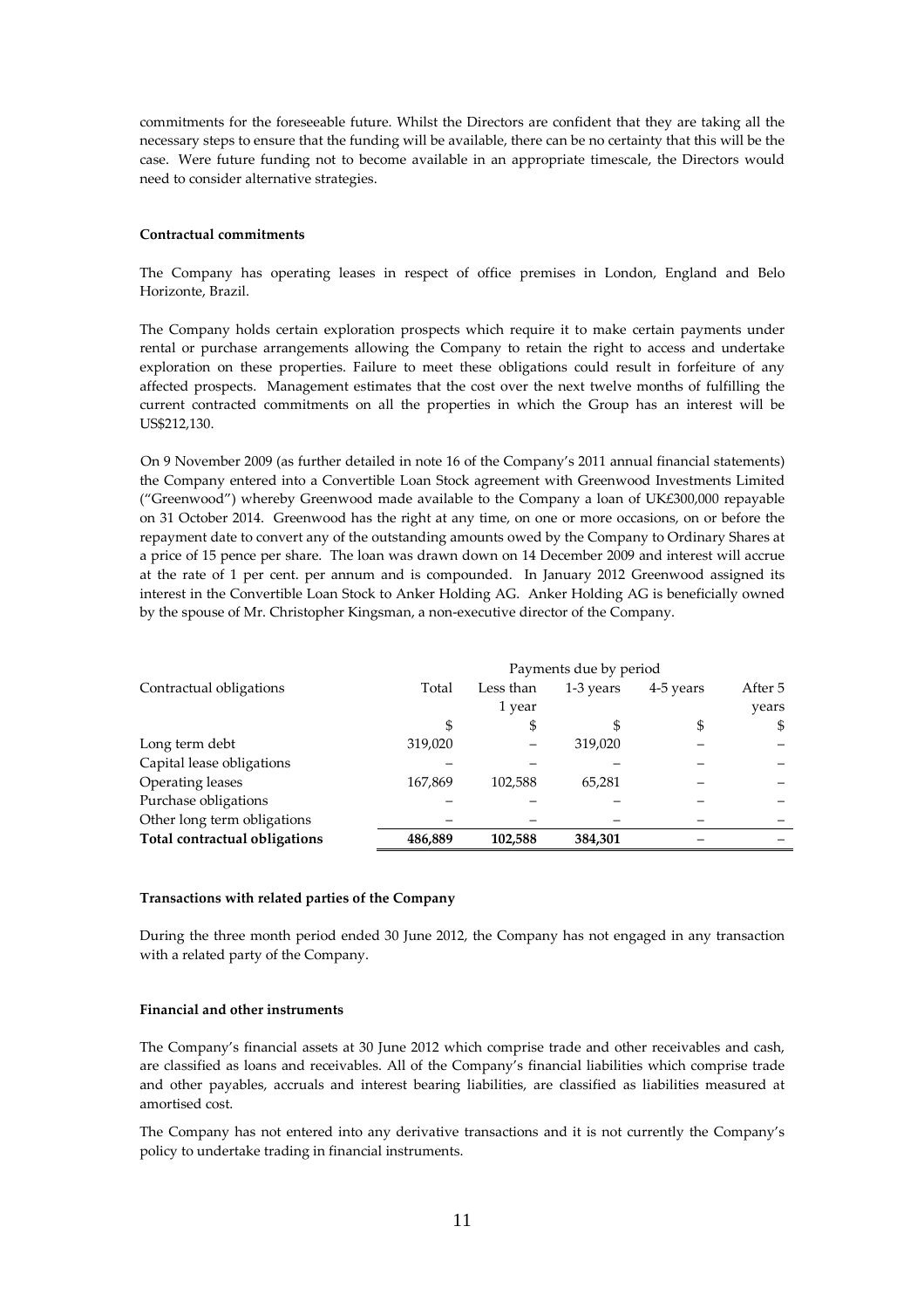commitments for the foreseeable future. Whilst the Directors are confident that they are taking all the necessary steps to ensure that the funding will be available, there can be no certainty that this will be the case. Were future funding not to become available in an appropriate timescale, the Directors would need to consider alternative strategies.

**Contractual commitments**

The Company has operating leases in respect of office premises in London, England and Belo Horizonte, Brazil.

The Company holds certain exploration prospects which require it to make certain payments under rental or purchase arrangements allowing the Company to retain the right to access and undertake exploration on these properties. Failure to meet these obligations could result in forfeiture of any affected prospects. Management estimates that the cost over the next twelve months of fulfilling the current contracted commitments on all the properties in which the Group has an interest will be US$212,130.

On 9 November 2009 (as further detailed in note 16 of the Company's 2011 annual financial statements) the Company entered into a Convertible Loan Stock agreement with Greenwood Investments Limited ("Greenwood") whereby Greenwood made available to the Company a loan of UK£300,000 repayable on 31 October 2014. Greenwood has the right at any time, on one or more occasions, on or before the repayment date to convert any of the outstanding amounts owed by the Company to Ordinary Shares at a price of 15 pence per share. The loan was drawn down on 14 December 2009 and interest will accrue at the rate of 1 per cent. per annum and is compounded. In January 2012 Greenwood assigned its interest in the Convertible Loan Stock to Anker Holding AG. Anker Holding AG is beneficially owned by the spouse of Mr. Christopher Kingsman, a non-executive director of the Company.

| Contractual obligations | Payments due by period | | | | |
|---|---|---|---|---|---|
| | Total | Less than 1 year | 1-3 years | 4-5 years | After 5 years |
| | $ | $ | $ | $ | $ |
| Long term debt | 319,020 | – | 319,020 | – | – |
| Capital lease obligations | – | – | – | – | – |
| Operating leases | 167,869 | 102,588 | 65,281 | – | – |
| Purchase obligations | – | – | – | – | – |
| Other long term obligations | – | – | – | – | – |
| **Total contractual obligations** | **486,889** | **102,588** | **384,301** | – | – |

**Transactions with related parties of the Company**

During the three month period ended 30 June 2012, the Company has not engaged in any transaction with a related party of the Company.

**Financial and other instruments**

The Company's financial assets at 30 June 2012 which comprise trade and other receivables and cash, are classified as loans and receivables. All of the Company's financial liabilities which comprise trade and other payables, accruals and interest bearing liabilities, are classified as liabilities measured at amortised cost.

The Company has not entered into any derivative transactions and it is not currently the Company's policy to undertake trading in financial instruments.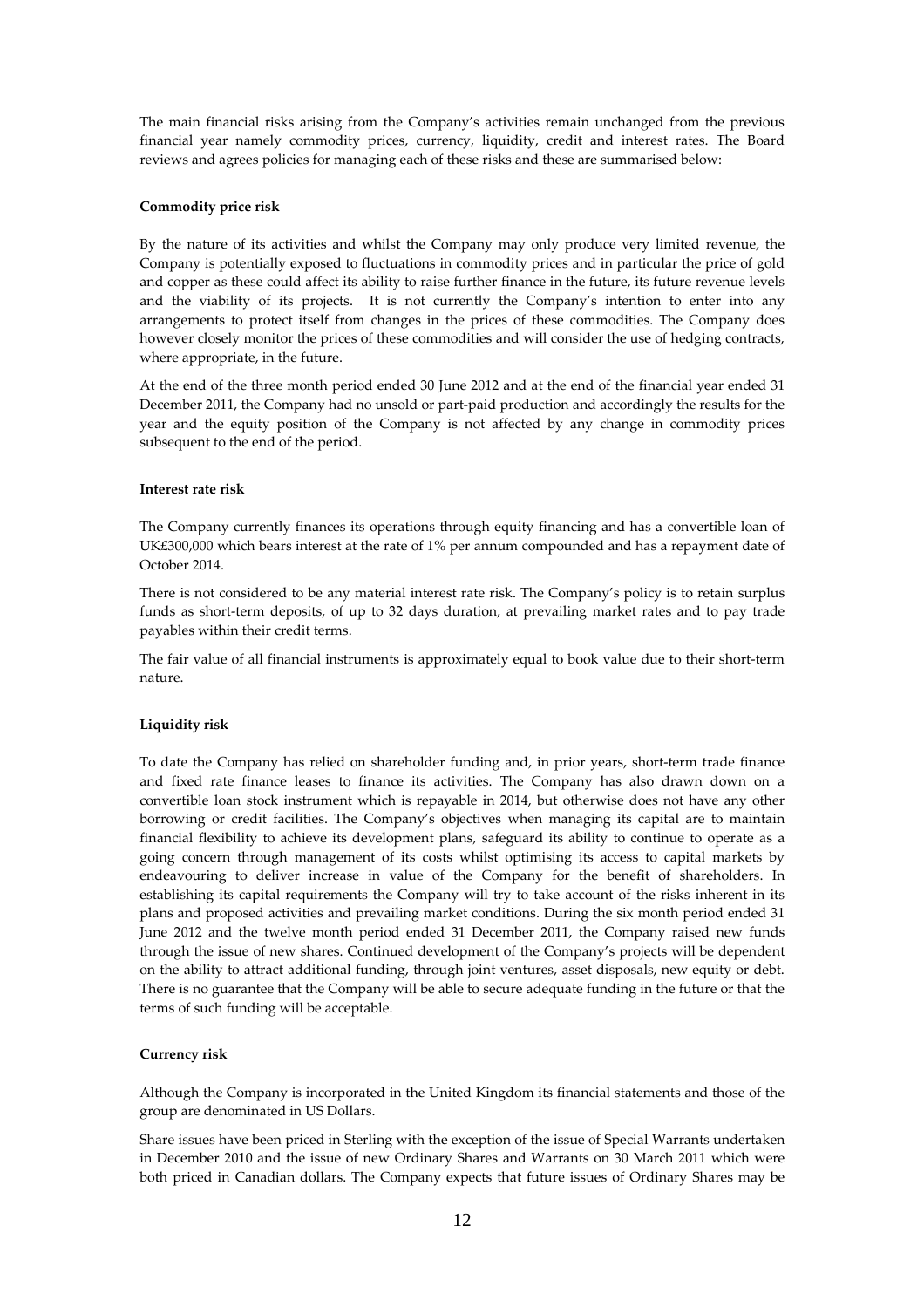The main financial risks arising from the Company's activities remain unchanged from the previous financial year namely commodity prices, currency, liquidity, credit and interest rates. The Board reviews and agrees policies for managing each of these risks and these are summarised below:

**Commodity price risk**

By the nature of its activities and whilst the Company may only produce very limited revenue, the Company is potentially exposed to fluctuations in commodity prices and in particular the price of gold and copper as these could affect its ability to raise further finance in the future, its future revenue levels and the viability of its projects. It is not currently the Company's intention to enter into any arrangements to protect itself from changes in the prices of these commodities. The Company does however closely monitor the prices of these commodities and will consider the use of hedging contracts, where appropriate, in the future.

At the end of the three month period ended 30 June 2012 and at the end of the financial year ended 31 December 2011, the Company had no unsold or part-paid production and accordingly the results for the year and the equity position of the Company is not affected by any change in commodity prices subsequent to the end of the period.

**Interest rate risk**

The Company currently finances its operations through equity financing and has a convertible loan of UK£300,000 which bears interest at the rate of 1% per annum compounded and has a repayment date of October 2014.

There is not considered to be any material interest rate risk. The Company's policy is to retain surplus funds as short-term deposits, of up to 32 days duration, at prevailing market rates and to pay trade payables within their credit terms.

The fair value of all financial instruments is approximately equal to book value due to their short-term nature.

**Liquidity risk**

To date the Company has relied on shareholder funding and, in prior years, short-term trade finance and fixed rate finance leases to finance its activities. The Company has also drawn down on a convertible loan stock instrument which is repayable in 2014, but otherwise does not have any other borrowing or credit facilities. The Company's objectives when managing its capital are to maintain financial flexibility to achieve its development plans, safeguard its ability to continue to operate as a going concern through management of its costs whilst optimising its access to capital markets by endeavouring to deliver increase in value of the Company for the benefit of shareholders. In establishing its capital requirements the Company will try to take account of the risks inherent in its plans and proposed activities and prevailing market conditions. During the six month period ended 31 June 2012 and the twelve month period ended 31 December 2011, the Company raised new funds through the issue of new shares. Continued development of the Company's projects will be dependent on the ability to attract additional funding, through joint ventures, asset disposals, new equity or debt. There is no guarantee that the Company will be able to secure adequate funding in the future or that the terms of such funding will be acceptable.

**Currency risk**

Although the Company is incorporated in the United Kingdom its financial statements and those of the group are denominated in US Dollars.

Share issues have been priced in Sterling with the exception of the issue of Special Warrants undertaken in December 2010 and the issue of new Ordinary Shares and Warrants on 30 March 2011 which were both priced in Canadian dollars. The Company expects that future issues of Ordinary Shares may be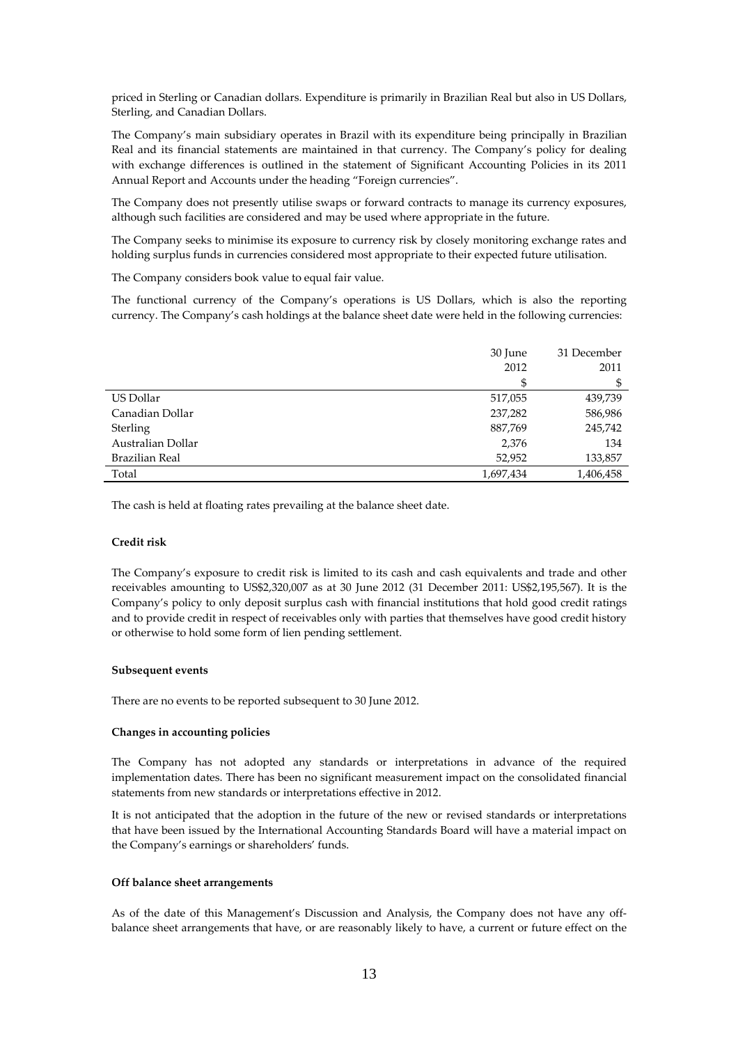priced in Sterling or Canadian dollars. Expenditure is primarily in Brazilian Real but also in US Dollars, Sterling, and Canadian Dollars.

The Company's main subsidiary operates in Brazil with its expenditure being principally in Brazilian Real and its financial statements are maintained in that currency. The Company's policy for dealing with exchange differences is outlined in the statement of Significant Accounting Policies in its 2011 Annual Report and Accounts under the heading "Foreign currencies".

The Company does not presently utilise swaps or forward contracts to manage its currency exposures, although such facilities are considered and may be used where appropriate in the future.

The Company seeks to minimise its exposure to currency risk by closely monitoring exchange rates and holding surplus funds in currencies considered most appropriate to their expected future utilisation.

The Company considers book value to equal fair value.

The functional currency of the Company's operations is US Dollars, which is also the reporting currency. The Company's cash holdings at the balance sheet date were held in the following currencies:

| | 30 June 2012 | 31 December 2011 |
|---|---|---|
| | $ | $ |
| US Dollar | 517,055 | 439,739 |
| Canadian Dollar | 237,282 | 586,986 |
| Sterling | 887,769 | 245,742 |
| Australian Dollar | 2,376 | 134 |
| Brazilian Real | 52,952 | 133,857 |
| Total | 1,697,434 | 1,406,458 |

The cash is held at floating rates prevailing at the balance sheet date.

**Credit risk**

The Company's exposure to credit risk is limited to its cash and cash equivalents and trade and other receivables amounting to US$2,320,007 as at 30 June 2012 (31 December 2011: US$2,195,567). It is the Company's policy to only deposit surplus cash with financial institutions that hold good credit ratings and to provide credit in respect of receivables only with parties that themselves have good credit history or otherwise to hold some form of lien pending settlement.

**Subsequent events**

There are no events to be reported subsequent to 30 June 2012.

**Changes in accounting policies**

The Company has not adopted any standards or interpretations in advance of the required implementation dates. There has been no significant measurement impact on the consolidated financial statements from new standards or interpretations effective in 2012.

It is not anticipated that the adoption in the future of the new or revised standards or interpretations that have been issued by the International Accounting Standards Board will have a material impact on the Company's earnings or shareholders' funds.

**Off balance sheet arrangements**

As of the date of this Management's Discussion and Analysis, the Company does not have any off-balance sheet arrangements that have, or are reasonably likely to have, a current or future effect on the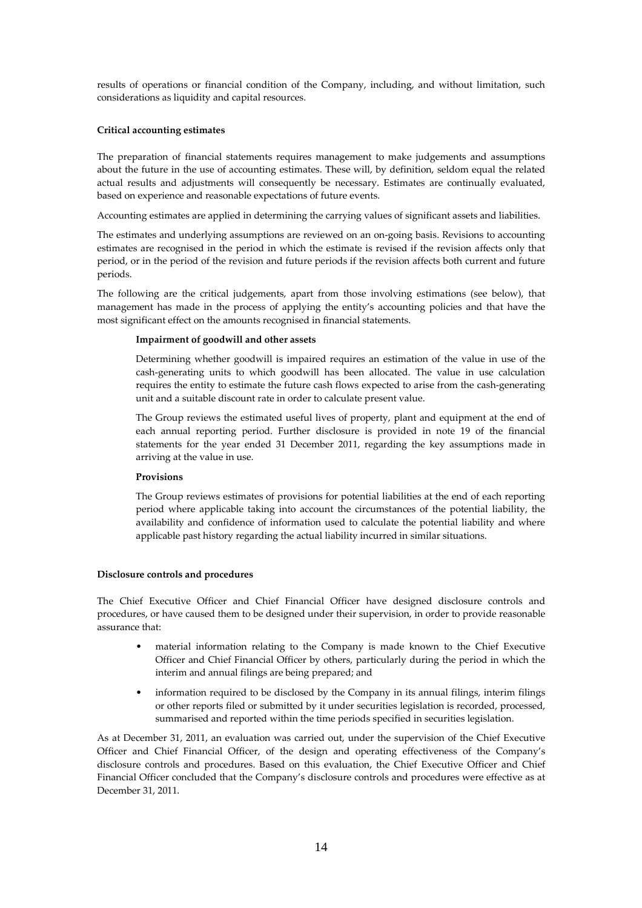results of operations or financial condition of the Company, including, and without limitation, such considerations as liquidity and capital resources.

**Critical accounting estimates**

The preparation of financial statements requires management to make judgements and assumptions about the future in the use of accounting estimates. These will, by definition, seldom equal the related actual results and adjustments will consequently be necessary. Estimates are continually evaluated, based on experience and reasonable expectations of future events.

Accounting estimates are applied in determining the carrying values of significant assets and liabilities.

The estimates and underlying assumptions are reviewed on an on-going basis. Revisions to accounting estimates are recognised in the period in which the estimate is revised if the revision affects only that period, or in the period of the revision and future periods if the revision affects both current and future periods.

The following are the critical judgements, apart from those involving estimations (see below), that management has made in the process of applying the entity's accounting policies and that have the most significant effect on the amounts recognised in financial statements.

**Impairment of goodwill and other assets**

Determining whether goodwill is impaired requires an estimation of the value in use of the cash-generating units to which goodwill has been allocated. The value in use calculation requires the entity to estimate the future cash flows expected to arise from the cash-generating unit and a suitable discount rate in order to calculate present value.

The Group reviews the estimated useful lives of property, plant and equipment at the end of each annual reporting period. Further disclosure is provided in note 19 of the financial statements for the year ended 31 December 2011, regarding the key assumptions made in arriving at the value in use.

**Provisions**

The Group reviews estimates of provisions for potential liabilities at the end of each reporting period where applicable taking into account the circumstances of the potential liability, the availability and confidence of information used to calculate the potential liability and where applicable past history regarding the actual liability incurred in similar situations.

**Disclosure controls and procedures**

The Chief Executive Officer and Chief Financial Officer have designed disclosure controls and procedures, or have caused them to be designed under their supervision, in order to provide reasonable assurance that:

- material information relating to the Company is made known to the Chief Executive Officer and Chief Financial Officer by others, particularly during the period in which the interim and annual filings are being prepared; and
- information required to be disclosed by the Company in its annual filings, interim filings or other reports filed or submitted by it under securities legislation is recorded, processed, summarised and reported within the time periods specified in securities legislation.

As at December 31, 2011, an evaluation was carried out, under the supervision of the Chief Executive Officer and Chief Financial Officer, of the design and operating effectiveness of the Company's disclosure controls and procedures. Based on this evaluation, the Chief Executive Officer and Chief Financial Officer concluded that the Company's disclosure controls and procedures were effective as at December 31, 2011.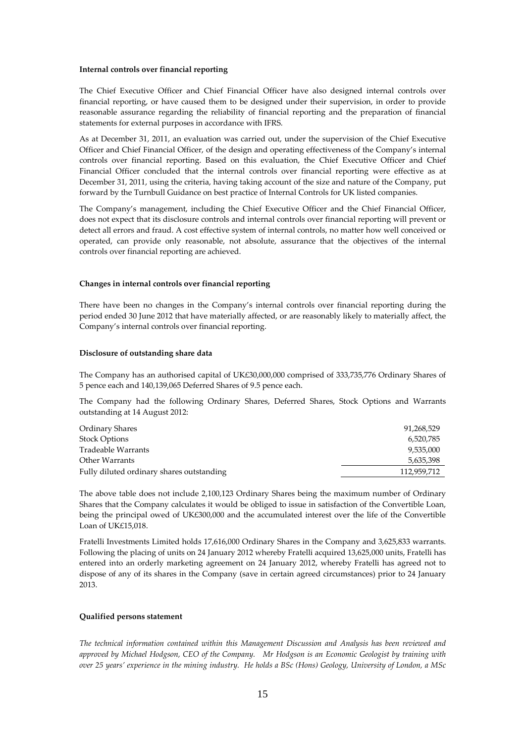**Internal controls over financial reporting**

The Chief Executive Officer and Chief Financial Officer have also designed internal controls over financial reporting, or have caused them to be designed under their supervision, in order to provide reasonable assurance regarding the reliability of financial reporting and the preparation of financial statements for external purposes in accordance with IFRS.

As at December 31, 2011, an evaluation was carried out, under the supervision of the Chief Executive Officer and Chief Financial Officer, of the design and operating effectiveness of the Company's internal controls over financial reporting. Based on this evaluation, the Chief Executive Officer and Chief Financial Officer concluded that the internal controls over financial reporting were effective as at December 31, 2011, using the criteria, having taking account of the size and nature of the Company, put forward by the Turnbull Guidance on best practice of Internal Controls for UK listed companies.

The Company's management, including the Chief Executive Officer and the Chief Financial Officer, does not expect that its disclosure controls and internal controls over financial reporting will prevent or detect all errors and fraud. A cost effective system of internal controls, no matter how well conceived or operated, can provide only reasonable, not absolute, assurance that the objectives of the internal controls over financial reporting are achieved.

**Changes in internal controls over financial reporting**

There have been no changes in the Company's internal controls over financial reporting during the period ended 30 June 2012 that have materially affected, or are reasonably likely to materially affect, the Company's internal controls over financial reporting.

**Disclosure of outstanding share data**

The Company has an authorised capital of UK£30,000,000 comprised of 333,735,776 Ordinary Shares of 5 pence each and 140,139,065 Deferred Shares of 9.5 pence each.

The Company had the following Ordinary Shares, Deferred Shares, Stock Options and Warrants outstanding at 14 August 2012:

| | |
|---|---|
| Ordinary Shares | 91,268,529 |
| Stock Options | 6,520,785 |
| Tradeable Warrants | 9,535,000 |
| Other Warrants | 5,635,398 |
| Fully diluted ordinary shares outstanding | 112,959,712 |

The above table does not include 2,100,123 Ordinary Shares being the maximum number of Ordinary Shares that the Company calculates it would be obliged to issue in satisfaction of the Convertible Loan, being the principal owed of UK£300,000 and the accumulated interest over the life of the Convertible Loan of UK£15,018.

Fratelli Investments Limited holds 17,616,000 Ordinary Shares in the Company and 3,625,833 warrants. Following the placing of units on 24 January 2012 whereby Fratelli acquired 13,625,000 units, Fratelli has entered into an orderly marketing agreement on 24 January 2012, whereby Fratelli has agreed not to dispose of any of its shares in the Company (save in certain agreed circumstances) prior to 24 January 2013.

**Qualified persons statement**

*The technical information contained within this Management Discussion and Analysis has been reviewed and approved by Michael Hodgson, CEO of the Company. Mr Hodgson is an Economic Geologist by training with over 25 years' experience in the mining industry. He holds a BSc (Hons) Geology, University of London, a MSc*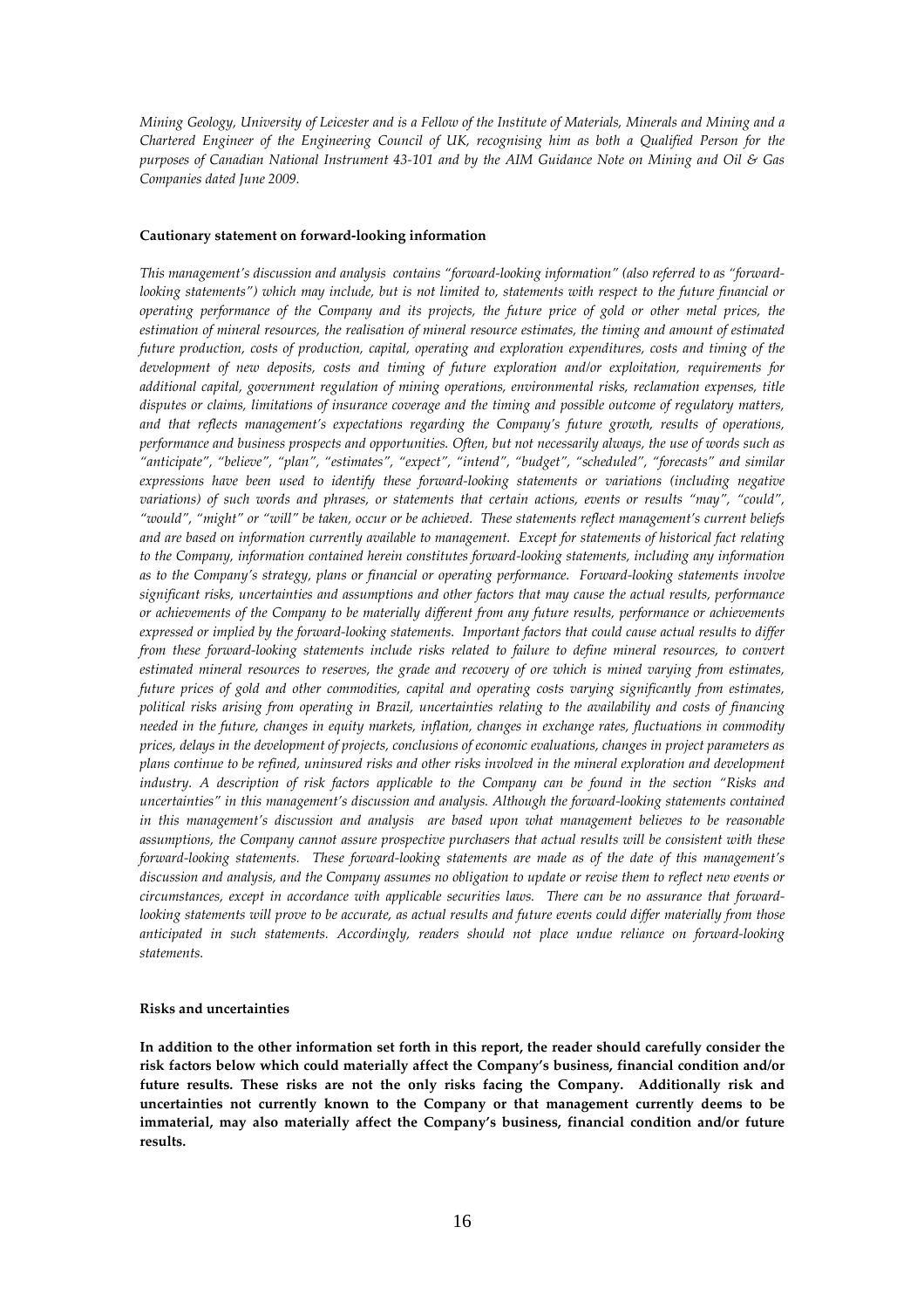*Mining Geology, University of Leicester and is a Fellow of the Institute of Materials, Minerals and Mining and a Chartered Engineer of the Engineering Council of UK, recognising him as both a Qualified Person for the purposes of Canadian National Instrument 43-101 and by the AIM Guidance Note on Mining and Oil & Gas Companies dated June 2009.*

**Cautionary statement on forward-looking information**

*This management's discussion and analysis contains "forward-looking information" (also referred to as "forward-looking statements") which may include, but is not limited to, statements with respect to the future financial or operating performance of the Company and its projects, the future price of gold or other metal prices, the estimation of mineral resources, the realisation of mineral resource estimates, the timing and amount of estimated future production, costs of production, capital, operating and exploration expenditures, costs and timing of the development of new deposits, costs and timing of future exploration and/or exploitation, requirements for additional capital, government regulation of mining operations, environmental risks, reclamation expenses, title disputes or claims, limitations of insurance coverage and the timing and possible outcome of regulatory matters, and that reflects management's expectations regarding the Company's future growth, results of operations, performance and business prospects and opportunities. Often, but not necessarily always, the use of words such as "anticipate", "believe", "plan", "estimates", "expect", "intend", "budget", "scheduled", "forecasts" and similar expressions have been used to identify these forward-looking statements or variations (including negative variations) of such words and phrases, or statements that certain actions, events or results "may", "could", "would", "might" or "will" be taken, occur or be achieved. These statements reflect management's current beliefs and are based on information currently available to management. Except for statements of historical fact relating to the Company, information contained herein constitutes forward-looking statements, including any information as to the Company's strategy, plans or financial or operating performance. Forward-looking statements involve significant risks, uncertainties and assumptions and other factors that may cause the actual results, performance or achievements of the Company to be materially different from any future results, performance or achievements expressed or implied by the forward-looking statements. Important factors that could cause actual results to differ from these forward-looking statements include risks related to failure to define mineral resources, to convert estimated mineral resources to reserves, the grade and recovery of ore which is mined varying from estimates, future prices of gold and other commodities, capital and operating costs varying significantly from estimates, political risks arising from operating in Brazil, uncertainties relating to the availability and costs of financing needed in the future, changes in equity markets, inflation, changes in exchange rates, fluctuations in commodity prices, delays in the development of projects, conclusions of economic evaluations, changes in project parameters as plans continue to be refined, uninsured risks and other risks involved in the mineral exploration and development industry. A description of risk factors applicable to the Company can be found in the section "Risks and uncertainties" in this management's discussion and analysis. Although the forward-looking statements contained in this management's discussion and analysis are based upon what management believes to be reasonable assumptions, the Company cannot assure prospective purchasers that actual results will be consistent with these forward-looking statements. These forward-looking statements are made as of the date of this management's discussion and analysis, and the Company assumes no obligation to update or revise them to reflect new events or circumstances, except in accordance with applicable securities laws. There can be no assurance that forward-looking statements will prove to be accurate, as actual results and future events could differ materially from those anticipated in such statements. Accordingly, readers should not place undue reliance on forward-looking statements.*

**Risks and uncertainties**

**In addition to the other information set forth in this report, the reader should carefully consider the risk factors below which could materially affect the Company's business, financial condition and/or future results. These risks are not the only risks facing the Company. Additionally risk and uncertainties not currently known to the Company or that management currently deems to be immaterial, may also materially affect the Company's business, financial condition and/or future results.**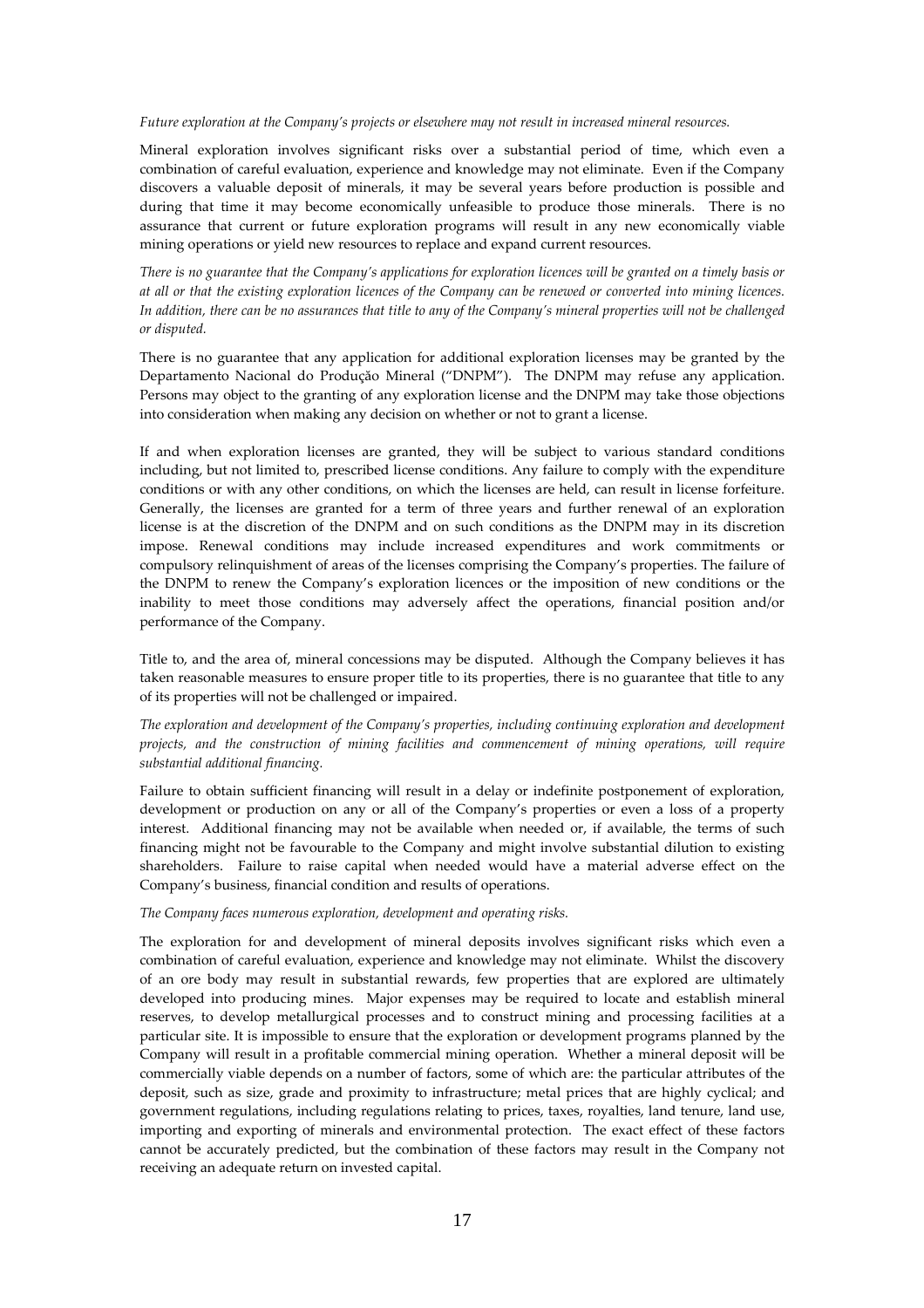*Future exploration at the Company's projects or elsewhere may not result in increased mineral resources.*

Mineral exploration involves significant risks over a substantial period of time, which even a combination of careful evaluation, experience and knowledge may not eliminate. Even if the Company discovers a valuable deposit of minerals, it may be several years before production is possible and during that time it may become economically unfeasible to produce those minerals. There is no assurance that current or future exploration programs will result in any new economically viable mining operations or yield new resources to replace and expand current resources.

*There is no guarantee that the Company's applications for exploration licences will be granted on a timely basis or at all or that the existing exploration licences of the Company can be renewed or converted into mining licences. In addition, there can be no assurances that title to any of the Company's mineral properties will not be challenged or disputed.*

There is no guarantee that any application for additional exploration licenses may be granted by the Departamento Nacional do Produção Mineral ("DNPM"). The DNPM may refuse any application. Persons may object to the granting of any exploration license and the DNPM may take those objections into consideration when making any decision on whether or not to grant a license.

If and when exploration licenses are granted, they will be subject to various standard conditions including, but not limited to, prescribed license conditions. Any failure to comply with the expenditure conditions or with any other conditions, on which the licenses are held, can result in license forfeiture. Generally, the licenses are granted for a term of three years and further renewal of an exploration license is at the discretion of the DNPM and on such conditions as the DNPM may in its discretion impose. Renewal conditions may include increased expenditures and work commitments or compulsory relinquishment of areas of the licenses comprising the Company's properties. The failure of the DNPM to renew the Company's exploration licences or the imposition of new conditions or the inability to meet those conditions may adversely affect the operations, financial position and/or performance of the Company.

Title to, and the area of, mineral concessions may be disputed. Although the Company believes it has taken reasonable measures to ensure proper title to its properties, there is no guarantee that title to any of its properties will not be challenged or impaired.

*The exploration and development of the Company's properties, including continuing exploration and development projects, and the construction of mining facilities and commencement of mining operations, will require substantial additional financing.*

Failure to obtain sufficient financing will result in a delay or indefinite postponement of exploration, development or production on any or all of the Company's properties or even a loss of a property interest. Additional financing may not be available when needed or, if available, the terms of such financing might not be favourable to the Company and might involve substantial dilution to existing shareholders. Failure to raise capital when needed would have a material adverse effect on the Company's business, financial condition and results of operations.

*The Company faces numerous exploration, development and operating risks.*

The exploration for and development of mineral deposits involves significant risks which even a combination of careful evaluation, experience and knowledge may not eliminate. Whilst the discovery of an ore body may result in substantial rewards, few properties that are explored are ultimately developed into producing mines. Major expenses may be required to locate and establish mineral reserves, to develop metallurgical processes and to construct mining and processing facilities at a particular site. It is impossible to ensure that the exploration or development programs planned by the Company will result in a profitable commercial mining operation. Whether a mineral deposit will be commercially viable depends on a number of factors, some of which are: the particular attributes of the deposit, such as size, grade and proximity to infrastructure; metal prices that are highly cyclical; and government regulations, including regulations relating to prices, taxes, royalties, land tenure, land use, importing and exporting of minerals and environmental protection. The exact effect of these factors cannot be accurately predicted, but the combination of these factors may result in the Company not receiving an adequate return on invested capital.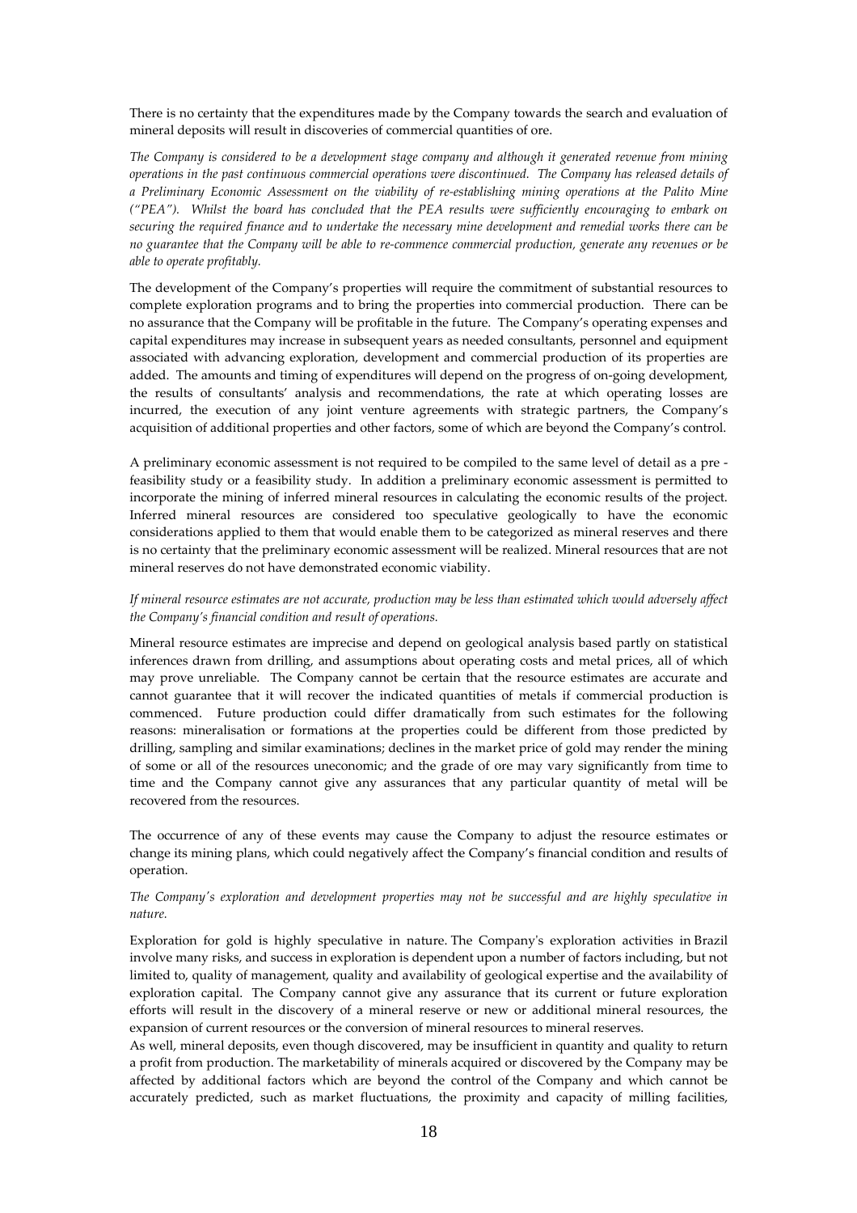There is no certainty that the expenditures made by the Company towards the search and evaluation of mineral deposits will result in discoveries of commercial quantities of ore.

*The Company is considered to be a development stage company and although it generated revenue from mining operations in the past continuous commercial operations were discontinued. The Company has released details of a Preliminary Economic Assessment on the viability of re-establishing mining operations at the Palito Mine ("PEA"). Whilst the board has concluded that the PEA results were sufficiently encouraging to embark on securing the required finance and to undertake the necessary mine development and remedial works there can be no guarantee that the Company will be able to re-commence commercial production, generate any revenues or be able to operate profitably.*

The development of the Company's properties will require the commitment of substantial resources to complete exploration programs and to bring the properties into commercial production. There can be no assurance that the Company will be profitable in the future. The Company's operating expenses and capital expenditures may increase in subsequent years as needed consultants, personnel and equipment associated with advancing exploration, development and commercial production of its properties are added. The amounts and timing of expenditures will depend on the progress of on-going development, the results of consultants' analysis and recommendations, the rate at which operating losses are incurred, the execution of any joint venture agreements with strategic partners, the Company's acquisition of additional properties and other factors, some of which are beyond the Company's control.

A preliminary economic assessment is not required to be compiled to the same level of detail as a pre - feasibility study or a feasibility study. In addition a preliminary economic assessment is permitted to incorporate the mining of inferred mineral resources in calculating the economic results of the project. Inferred mineral resources are considered too speculative geologically to have the economic considerations applied to them that would enable them to be categorized as mineral reserves and there is no certainty that the preliminary economic assessment will be realized. Mineral resources that are not mineral reserves do not have demonstrated economic viability.

*If mineral resource estimates are not accurate, production may be less than estimated which would adversely affect the Company's financial condition and result of operations.*

Mineral resource estimates are imprecise and depend on geological analysis based partly on statistical inferences drawn from drilling, and assumptions about operating costs and metal prices, all of which may prove unreliable. The Company cannot be certain that the resource estimates are accurate and cannot guarantee that it will recover the indicated quantities of metals if commercial production is commenced. Future production could differ dramatically from such estimates for the following reasons: mineralisation or formations at the properties could be different from those predicted by drilling, sampling and similar examinations; declines in the market price of gold may render the mining of some or all of the resources uneconomic; and the grade of ore may vary significantly from time to time and the Company cannot give any assurances that any particular quantity of metal will be recovered from the resources.

The occurrence of any of these events may cause the Company to adjust the resource estimates or change its mining plans, which could negatively affect the Company's financial condition and results of operation.

*The Company's exploration and development properties may not be successful and are highly speculative in nature.*

Exploration for gold is highly speculative in nature. The Company's exploration activities in Brazil involve many risks, and success in exploration is dependent upon a number of factors including, but not limited to, quality of management, quality and availability of geological expertise and the availability of exploration capital. The Company cannot give any assurance that its current or future exploration efforts will result in the discovery of a mineral reserve or new or additional mineral resources, the expansion of current resources or the conversion of mineral resources to mineral reserves.

As well, mineral deposits, even though discovered, may be insufficient in quantity and quality to return a profit from production. The marketability of minerals acquired or discovered by the Company may be affected by additional factors which are beyond the control of the Company and which cannot be accurately predicted, such as market fluctuations, the proximity and capacity of milling facilities,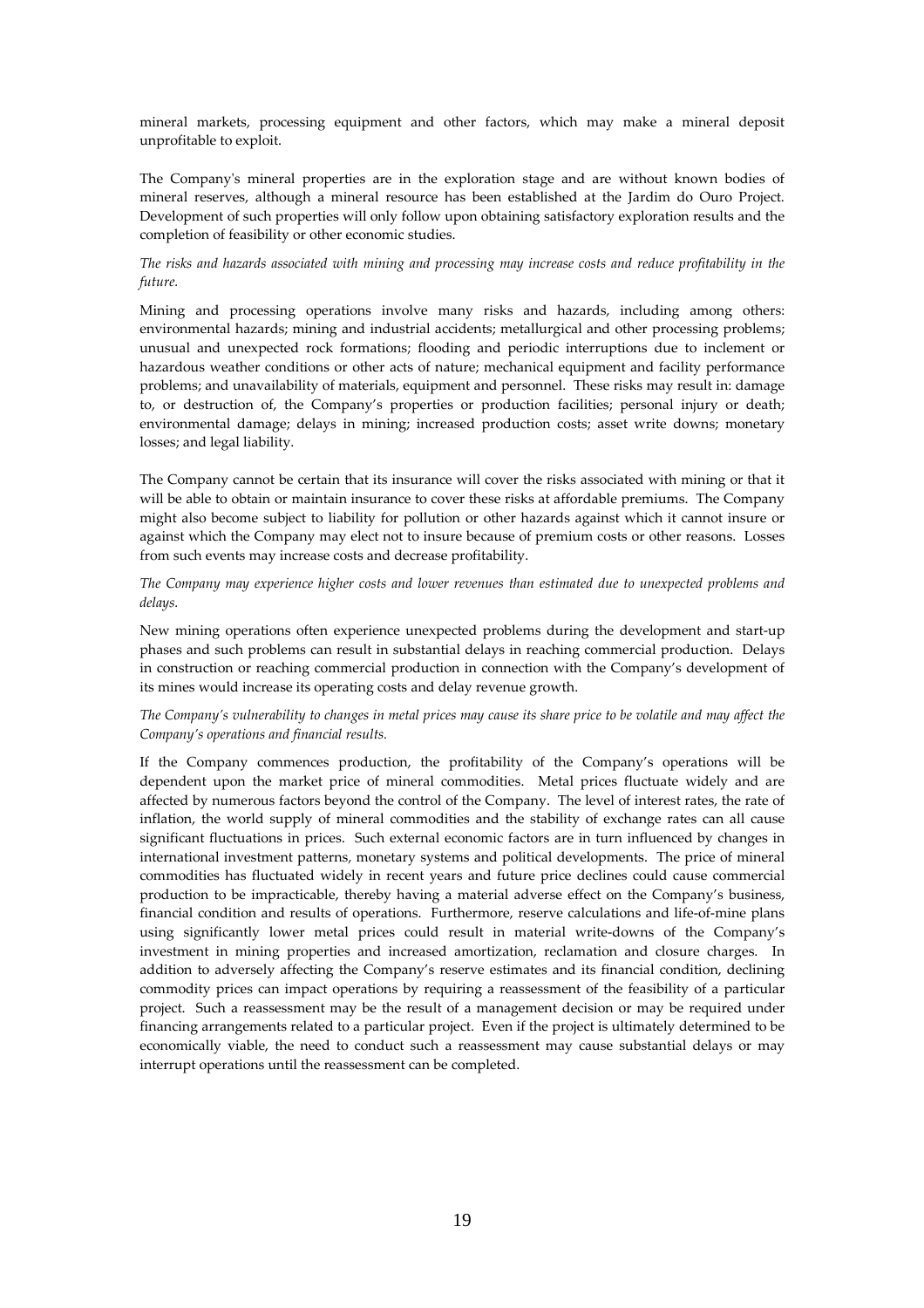mineral markets, processing equipment and other factors, which may make a mineral deposit unprofitable to exploit.

The Company's mineral properties are in the exploration stage and are without known bodies of mineral reserves, although a mineral resource has been established at the Jardim do Ouro Project. Development of such properties will only follow upon obtaining satisfactory exploration results and the completion of feasibility or other economic studies.

*The risks and hazards associated with mining and processing may increase costs and reduce profitability in the future.*

Mining and processing operations involve many risks and hazards, including among others: environmental hazards; mining and industrial accidents; metallurgical and other processing problems; unusual and unexpected rock formations; flooding and periodic interruptions due to inclement or hazardous weather conditions or other acts of nature; mechanical equipment and facility performance problems; and unavailability of materials, equipment and personnel. These risks may result in: damage to, or destruction of, the Company's properties or production facilities; personal injury or death; environmental damage; delays in mining; increased production costs; asset write downs; monetary losses; and legal liability.

The Company cannot be certain that its insurance will cover the risks associated with mining or that it will be able to obtain or maintain insurance to cover these risks at affordable premiums. The Company might also become subject to liability for pollution or other hazards against which it cannot insure or against which the Company may elect not to insure because of premium costs or other reasons. Losses from such events may increase costs and decrease profitability.

*The Company may experience higher costs and lower revenues than estimated due to unexpected problems and delays.*

New mining operations often experience unexpected problems during the development and start-up phases and such problems can result in substantial delays in reaching commercial production. Delays in construction or reaching commercial production in connection with the Company's development of its mines would increase its operating costs and delay revenue growth.

*The Company's vulnerability to changes in metal prices may cause its share price to be volatile and may affect the Company's operations and financial results.*

If the Company commences production, the profitability of the Company's operations will be dependent upon the market price of mineral commodities. Metal prices fluctuate widely and are affected by numerous factors beyond the control of the Company. The level of interest rates, the rate of inflation, the world supply of mineral commodities and the stability of exchange rates can all cause significant fluctuations in prices. Such external economic factors are in turn influenced by changes in international investment patterns, monetary systems and political developments. The price of mineral commodities has fluctuated widely in recent years and future price declines could cause commercial production to be impracticable, thereby having a material adverse effect on the Company's business, financial condition and results of operations. Furthermore, reserve calculations and life-of-mine plans using significantly lower metal prices could result in material write-downs of the Company's investment in mining properties and increased amortization, reclamation and closure charges. In addition to adversely affecting the Company's reserve estimates and its financial condition, declining commodity prices can impact operations by requiring a reassessment of the feasibility of a particular project. Such a reassessment may be the result of a management decision or may be required under financing arrangements related to a particular project. Even if the project is ultimately determined to be economically viable, the need to conduct such a reassessment may cause substantial delays or may interrupt operations until the reassessment can be completed.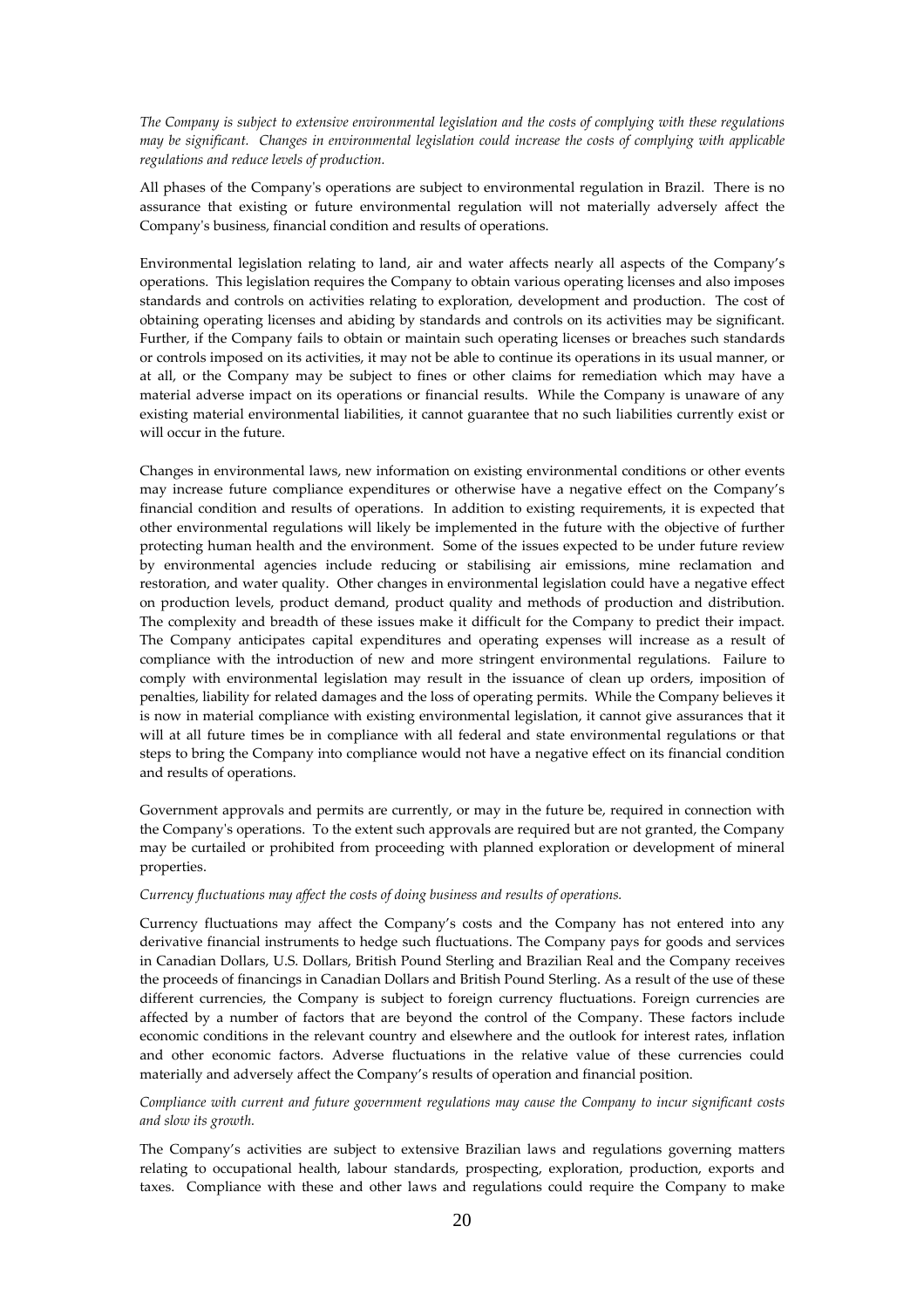*The Company is subject to extensive environmental legislation and the costs of complying with these regulations may be significant. Changes in environmental legislation could increase the costs of complying with applicable regulations and reduce levels of production.*

All phases of the Company's operations are subject to environmental regulation in Brazil. There is no assurance that existing or future environmental regulation will not materially adversely affect the Company's business, financial condition and results of operations.

Environmental legislation relating to land, air and water affects nearly all aspects of the Company's operations. This legislation requires the Company to obtain various operating licenses and also imposes standards and controls on activities relating to exploration, development and production. The cost of obtaining operating licenses and abiding by standards and controls on its activities may be significant. Further, if the Company fails to obtain or maintain such operating licenses or breaches such standards or controls imposed on its activities, it may not be able to continue its operations in its usual manner, or at all, or the Company may be subject to fines or other claims for remediation which may have a material adverse impact on its operations or financial results. While the Company is unaware of any existing material environmental liabilities, it cannot guarantee that no such liabilities currently exist or will occur in the future.

Changes in environmental laws, new information on existing environmental conditions or other events may increase future compliance expenditures or otherwise have a negative effect on the Company's financial condition and results of operations. In addition to existing requirements, it is expected that other environmental regulations will likely be implemented in the future with the objective of further protecting human health and the environment. Some of the issues expected to be under future review by environmental agencies include reducing or stabilising air emissions, mine reclamation and restoration, and water quality. Other changes in environmental legislation could have a negative effect on production levels, product demand, product quality and methods of production and distribution. The complexity and breadth of these issues make it difficult for the Company to predict their impact. The Company anticipates capital expenditures and operating expenses will increase as a result of compliance with the introduction of new and more stringent environmental regulations. Failure to comply with environmental legislation may result in the issuance of clean up orders, imposition of penalties, liability for related damages and the loss of operating permits. While the Company believes it is now in material compliance with existing environmental legislation, it cannot give assurances that it will at all future times be in compliance with all federal and state environmental regulations or that steps to bring the Company into compliance would not have a negative effect on its financial condition and results of operations.

Government approvals and permits are currently, or may in the future be, required in connection with the Company's operations. To the extent such approvals are required but are not granted, the Company may be curtailed or prohibited from proceeding with planned exploration or development of mineral properties.

*Currency fluctuations may affect the costs of doing business and results of operations.*

Currency fluctuations may affect the Company's costs and the Company has not entered into any derivative financial instruments to hedge such fluctuations. The Company pays for goods and services in Canadian Dollars, U.S. Dollars, British Pound Sterling and Brazilian Real and the Company receives the proceeds of financings in Canadian Dollars and British Pound Sterling. As a result of the use of these different currencies, the Company is subject to foreign currency fluctuations. Foreign currencies are affected by a number of factors that are beyond the control of the Company. These factors include economic conditions in the relevant country and elsewhere and the outlook for interest rates, inflation and other economic factors. Adverse fluctuations in the relative value of these currencies could materially and adversely affect the Company's results of operation and financial position.

*Compliance with current and future government regulations may cause the Company to incur significant costs and slow its growth.*

The Company's activities are subject to extensive Brazilian laws and regulations governing matters relating to occupational health, labour standards, prospecting, exploration, production, exports and taxes. Compliance with these and other laws and regulations could require the Company to make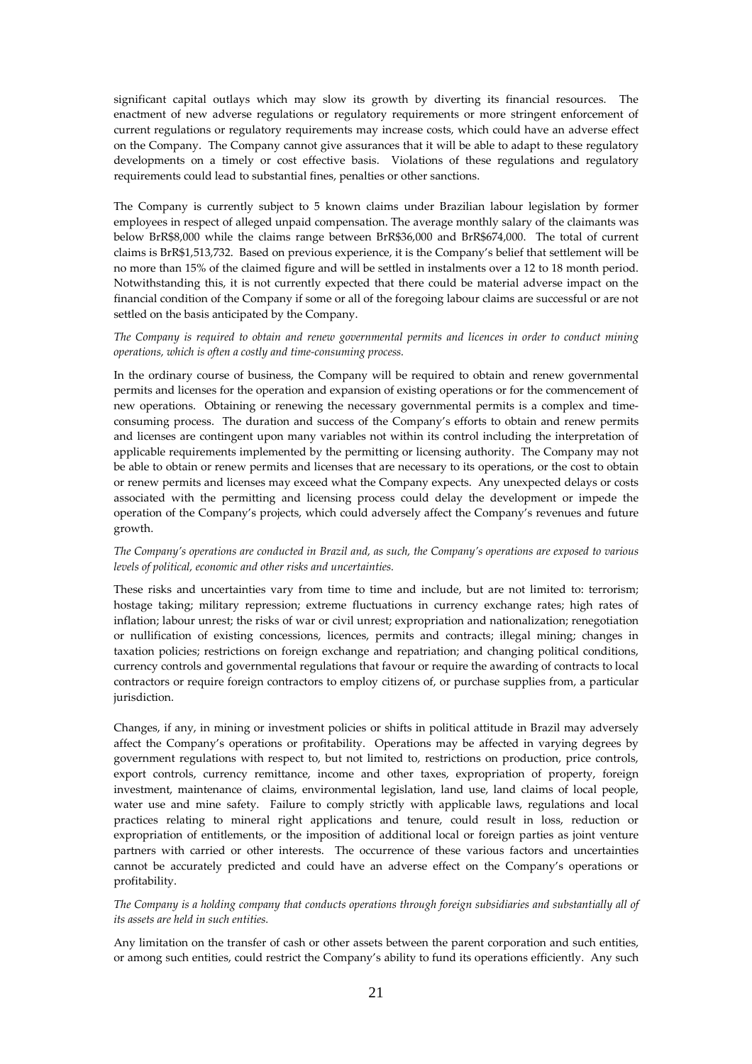significant capital outlays which may slow its growth by diverting its financial resources. The enactment of new adverse regulations or regulatory requirements or more stringent enforcement of current regulations or regulatory requirements may increase costs, which could have an adverse effect on the Company. The Company cannot give assurances that it will be able to adapt to these regulatory developments on a timely or cost effective basis. Violations of these regulations and regulatory requirements could lead to substantial fines, penalties or other sanctions.

The Company is currently subject to 5 known claims under Brazilian labour legislation by former employees in respect of alleged unpaid compensation. The average monthly salary of the claimants was below BrR$8,000 while the claims range between BrR$36,000 and BrR$674,000. The total of current claims is BrR$1,513,732. Based on previous experience, it is the Company's belief that settlement will be no more than 15% of the claimed figure and will be settled in instalments over a 12 to 18 month period. Notwithstanding this, it is not currently expected that there could be material adverse impact on the financial condition of the Company if some or all of the foregoing labour claims are successful or are not settled on the basis anticipated by the Company.

*The Company is required to obtain and renew governmental permits and licences in order to conduct mining operations, which is often a costly and time-consuming process.*

In the ordinary course of business, the Company will be required to obtain and renew governmental permits and licenses for the operation and expansion of existing operations or for the commencement of new operations. Obtaining or renewing the necessary governmental permits is a complex and time-consuming process. The duration and success of the Company's efforts to obtain and renew permits and licenses are contingent upon many variables not within its control including the interpretation of applicable requirements implemented by the permitting or licensing authority. The Company may not be able to obtain or renew permits and licenses that are necessary to its operations, or the cost to obtain or renew permits and licenses may exceed what the Company expects. Any unexpected delays or costs associated with the permitting and licensing process could delay the development or impede the operation of the Company's projects, which could adversely affect the Company's revenues and future growth.

*The Company's operations are conducted in Brazil and, as such, the Company's operations are exposed to various levels of political, economic and other risks and uncertainties.*

These risks and uncertainties vary from time to time and include, but are not limited to: terrorism; hostage taking; military repression; extreme fluctuations in currency exchange rates; high rates of inflation; labour unrest; the risks of war or civil unrest; expropriation and nationalization; renegotiation or nullification of existing concessions, licences, permits and contracts; illegal mining; changes in taxation policies; restrictions on foreign exchange and repatriation; and changing political conditions, currency controls and governmental regulations that favour or require the awarding of contracts to local contractors or require foreign contractors to employ citizens of, or purchase supplies from, a particular jurisdiction.

Changes, if any, in mining or investment policies or shifts in political attitude in Brazil may adversely affect the Company's operations or profitability. Operations may be affected in varying degrees by government regulations with respect to, but not limited to, restrictions on production, price controls, export controls, currency remittance, income and other taxes, expropriation of property, foreign investment, maintenance of claims, environmental legislation, land use, land claims of local people, water use and mine safety. Failure to comply strictly with applicable laws, regulations and local practices relating to mineral right applications and tenure, could result in loss, reduction or expropriation of entitlements, or the imposition of additional local or foreign parties as joint venture partners with carried or other interests. The occurrence of these various factors and uncertainties cannot be accurately predicted and could have an adverse effect on the Company's operations or profitability.

*The Company is a holding company that conducts operations through foreign subsidiaries and substantially all of its assets are held in such entities.*

Any limitation on the transfer of cash or other assets between the parent corporation and such entities, or among such entities, could restrict the Company's ability to fund its operations efficiently. Any such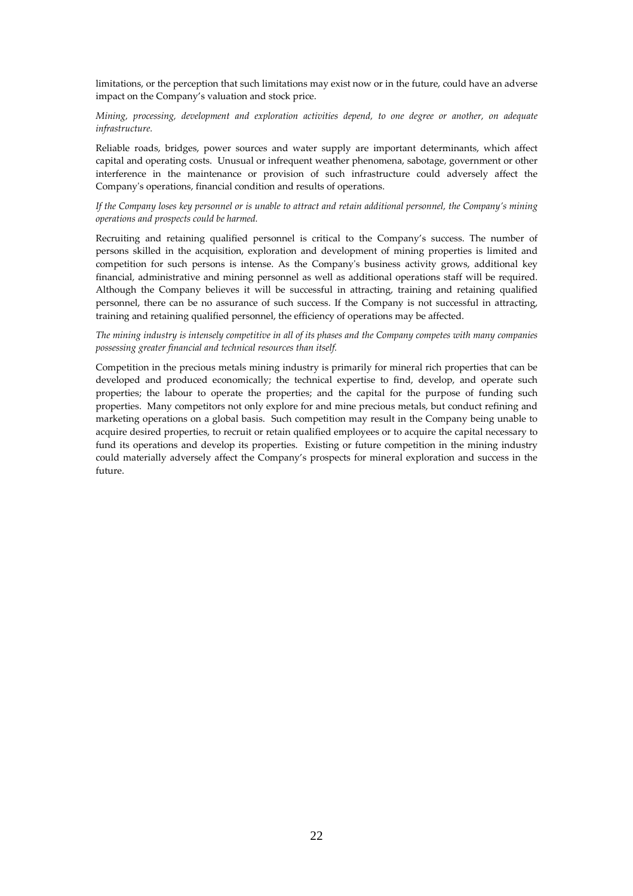limitations, or the perception that such limitations may exist now or in the future, could have an adverse impact on the Company's valuation and stock price.

*Mining, processing, development and exploration activities depend, to one degree or another, on adequate infrastructure.*

Reliable roads, bridges, power sources and water supply are important determinants, which affect capital and operating costs. Unusual or infrequent weather phenomena, sabotage, government or other interference in the maintenance or provision of such infrastructure could adversely affect the Company's operations, financial condition and results of operations.

*If the Company loses key personnel or is unable to attract and retain additional personnel, the Company's mining operations and prospects could be harmed.*

Recruiting and retaining qualified personnel is critical to the Company's success. The number of persons skilled in the acquisition, exploration and development of mining properties is limited and competition for such persons is intense. As the Company's business activity grows, additional key financial, administrative and mining personnel as well as additional operations staff will be required. Although the Company believes it will be successful in attracting, training and retaining qualified personnel, there can be no assurance of such success. If the Company is not successful in attracting, training and retaining qualified personnel, the efficiency of operations may be affected.

*The mining industry is intensely competitive in all of its phases and the Company competes with many companies possessing greater financial and technical resources than itself.*

Competition in the precious metals mining industry is primarily for mineral rich properties that can be developed and produced economically; the technical expertise to find, develop, and operate such properties; the labour to operate the properties; and the capital for the purpose of funding such properties. Many competitors not only explore for and mine precious metals, but conduct refining and marketing operations on a global basis. Such competition may result in the Company being unable to acquire desired properties, to recruit or retain qualified employees or to acquire the capital necessary to fund its operations and develop its properties. Existing or future competition in the mining industry could materially adversely affect the Company's prospects for mineral exploration and success in the future.